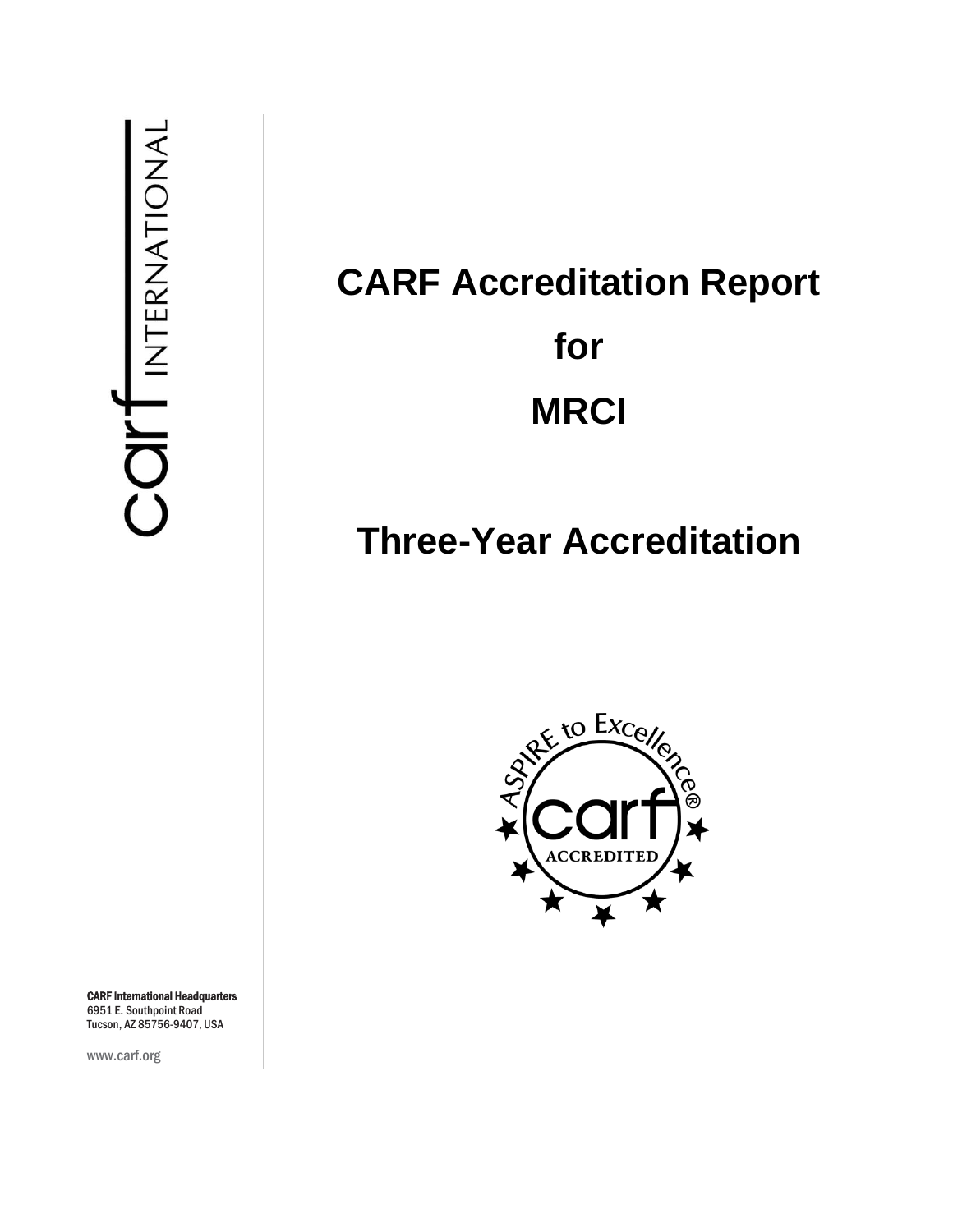carf INTERNATIONAL

# CARF Accreditation Report

# for

# MRCI

# Three-Year Accreditation

**CARF International Headquarters**
6951 E. Southpoint Road
Tucson, AZ 85756-9407, USA

www.carf.org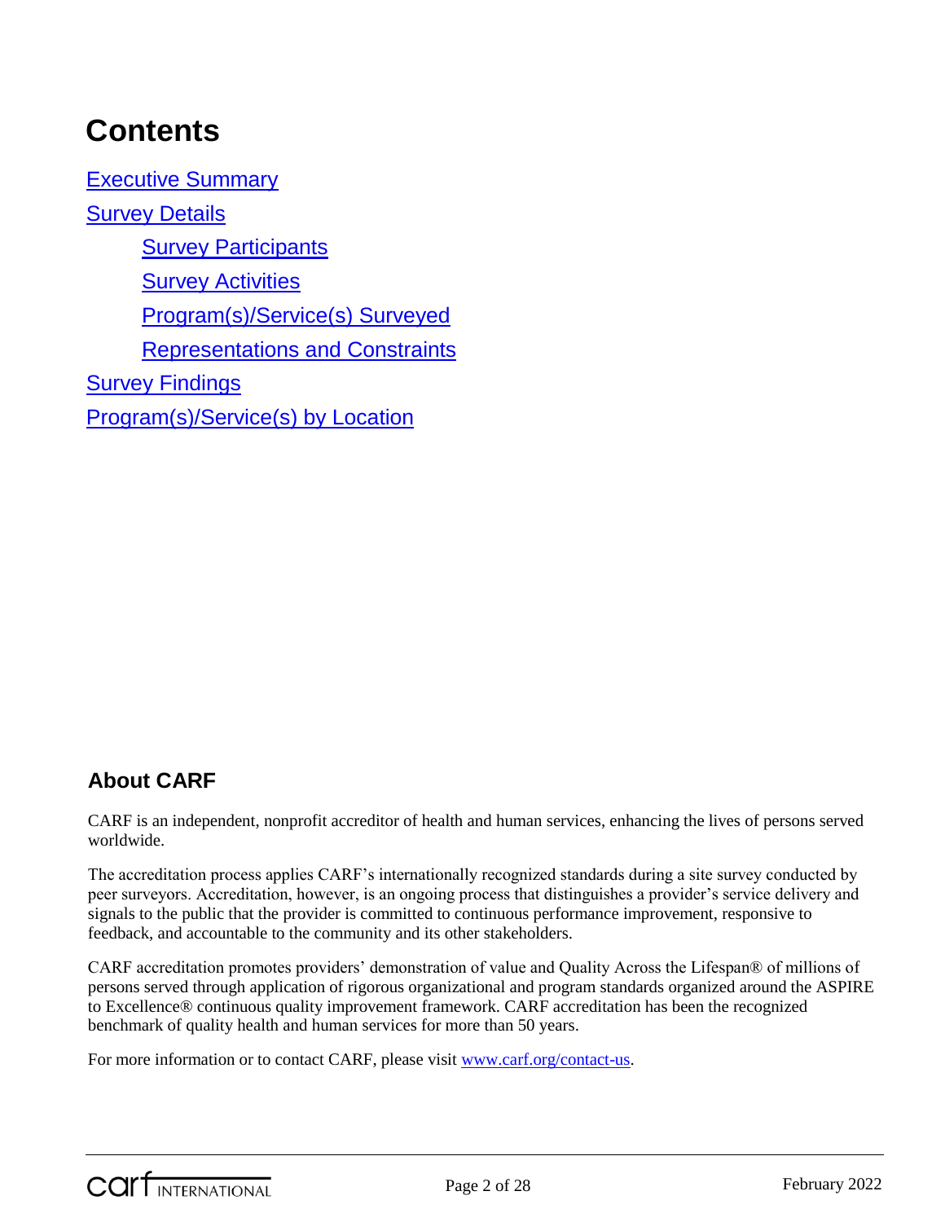# Contents

- Executive Summary
- Survey Details
  - Survey Participants
  - Survey Activities
  - Program(s)/Service(s) Surveyed
  - Representations and Constraints
- Survey Findings
- Program(s)/Service(s) by Location

## About CARF

CARF is an independent, nonprofit accreditor of health and human services, enhancing the lives of persons served worldwide.

The accreditation process applies CARF's internationally recognized standards during a site survey conducted by peer surveyors. Accreditation, however, is an ongoing process that distinguishes a provider's service delivery and signals to the public that the provider is committed to continuous performance improvement, responsive to feedback, and accountable to the community and its other stakeholders.

CARF accreditation promotes providers' demonstration of value and Quality Across the Lifespan® of millions of persons served through application of rigorous organizational and program standards organized around the ASPIRE to Excellence® continuous quality improvement framework. CARF accreditation has been the recognized benchmark of quality health and human services for more than 50 years.

For more information or to contact CARF, please visit www.carf.org/contact-us.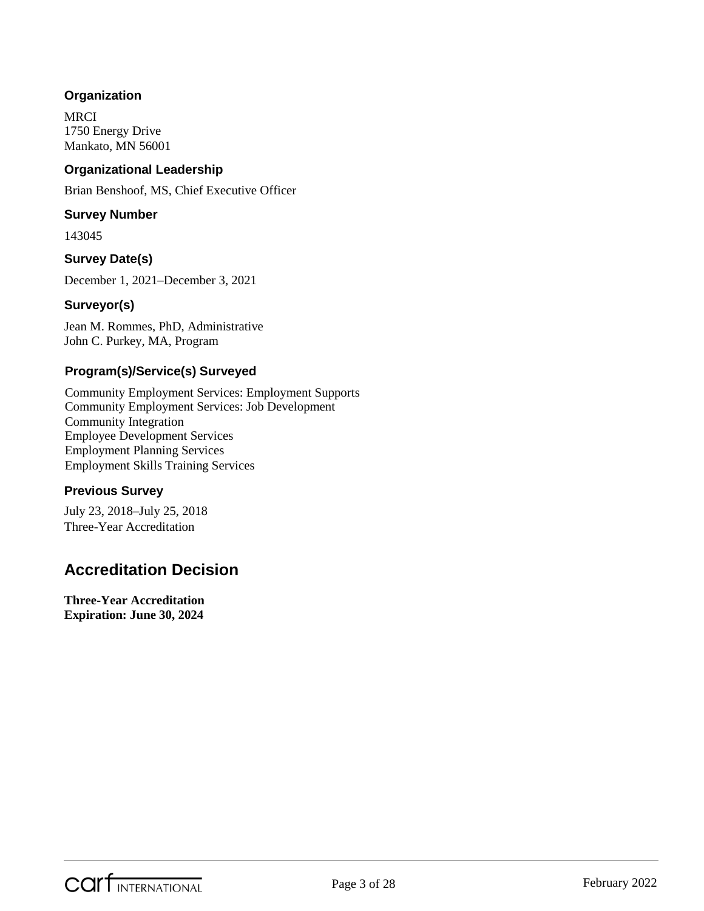### Organization

MRCI
1750 Energy Drive
Mankato, MN 56001

### Organizational Leadership

Brian Benshoof, MS, Chief Executive Officer

### Survey Number

143045

### Survey Date(s)

December 1, 2021–December 3, 2021

### Surveyor(s)

Jean M. Rommes, PhD, Administrative
John C. Purkey, MA, Program

### Program(s)/Service(s) Surveyed

Community Employment Services: Employment Supports
Community Employment Services: Job Development
Community Integration
Employee Development Services
Employment Planning Services
Employment Skills Training Services

### Previous Survey

July 23, 2018–July 25, 2018
Three-Year Accreditation

## Accreditation Decision

**Three-Year Accreditation**
**Expiration: June 30, 2024**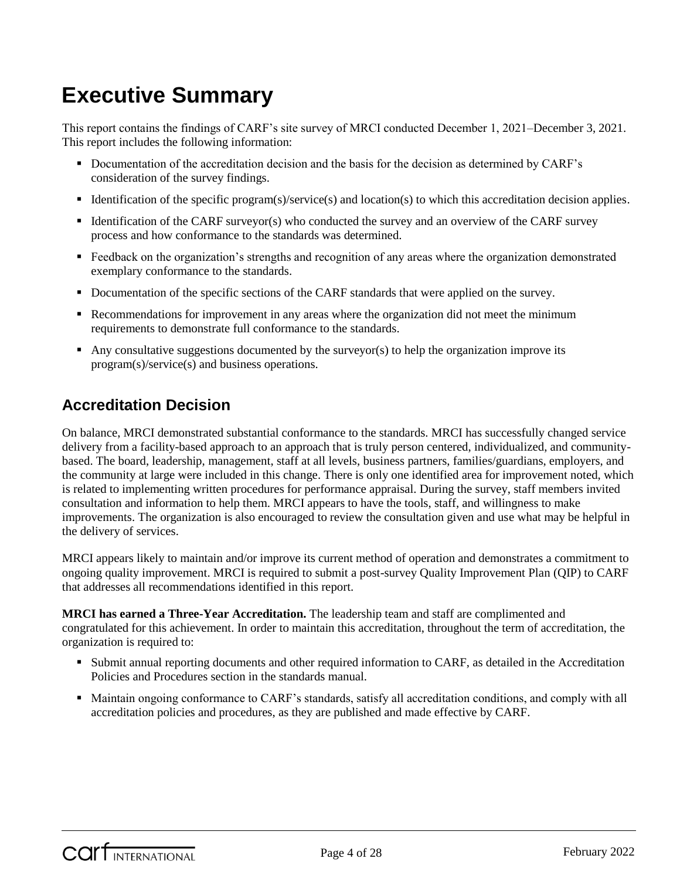# Executive Summary

This report contains the findings of CARF's site survey of MRCI conducted December 1, 2021–December 3, 2021. This report includes the following information:

- Documentation of the accreditation decision and the basis for the decision as determined by CARF's consideration of the survey findings.
- Identification of the specific program(s)/service(s) and location(s) to which this accreditation decision applies.
- Identification of the CARF surveyor(s) who conducted the survey and an overview of the CARF survey process and how conformance to the standards was determined.
- Feedback on the organization's strengths and recognition of any areas where the organization demonstrated exemplary conformance to the standards.
- Documentation of the specific sections of the CARF standards that were applied on the survey.
- Recommendations for improvement in any areas where the organization did not meet the minimum requirements to demonstrate full conformance to the standards.
- Any consultative suggestions documented by the surveyor(s) to help the organization improve its program(s)/service(s) and business operations.

## Accreditation Decision

On balance, MRCI demonstrated substantial conformance to the standards. MRCI has successfully changed service delivery from a facility-based approach to an approach that is truly person centered, individualized, and community-based. The board, leadership, management, staff at all levels, business partners, families/guardians, employers, and the community at large were included in this change. There is only one identified area for improvement noted, which is related to implementing written procedures for performance appraisal. During the survey, staff members invited consultation and information to help them. MRCI appears to have the tools, staff, and willingness to make improvements. The organization is also encouraged to review the consultation given and use what may be helpful in the delivery of services.

MRCI appears likely to maintain and/or improve its current method of operation and demonstrates a commitment to ongoing quality improvement. MRCI is required to submit a post-survey Quality Improvement Plan (QIP) to CARF that addresses all recommendations identified in this report.

**MRCI has earned a Three-Year Accreditation.** The leadership team and staff are complimented and congratulated for this achievement. In order to maintain this accreditation, throughout the term of accreditation, the organization is required to:

- Submit annual reporting documents and other required information to CARF, as detailed in the Accreditation Policies and Procedures section in the standards manual.
- Maintain ongoing conformance to CARF's standards, satisfy all accreditation conditions, and comply with all accreditation policies and procedures, as they are published and made effective by CARF.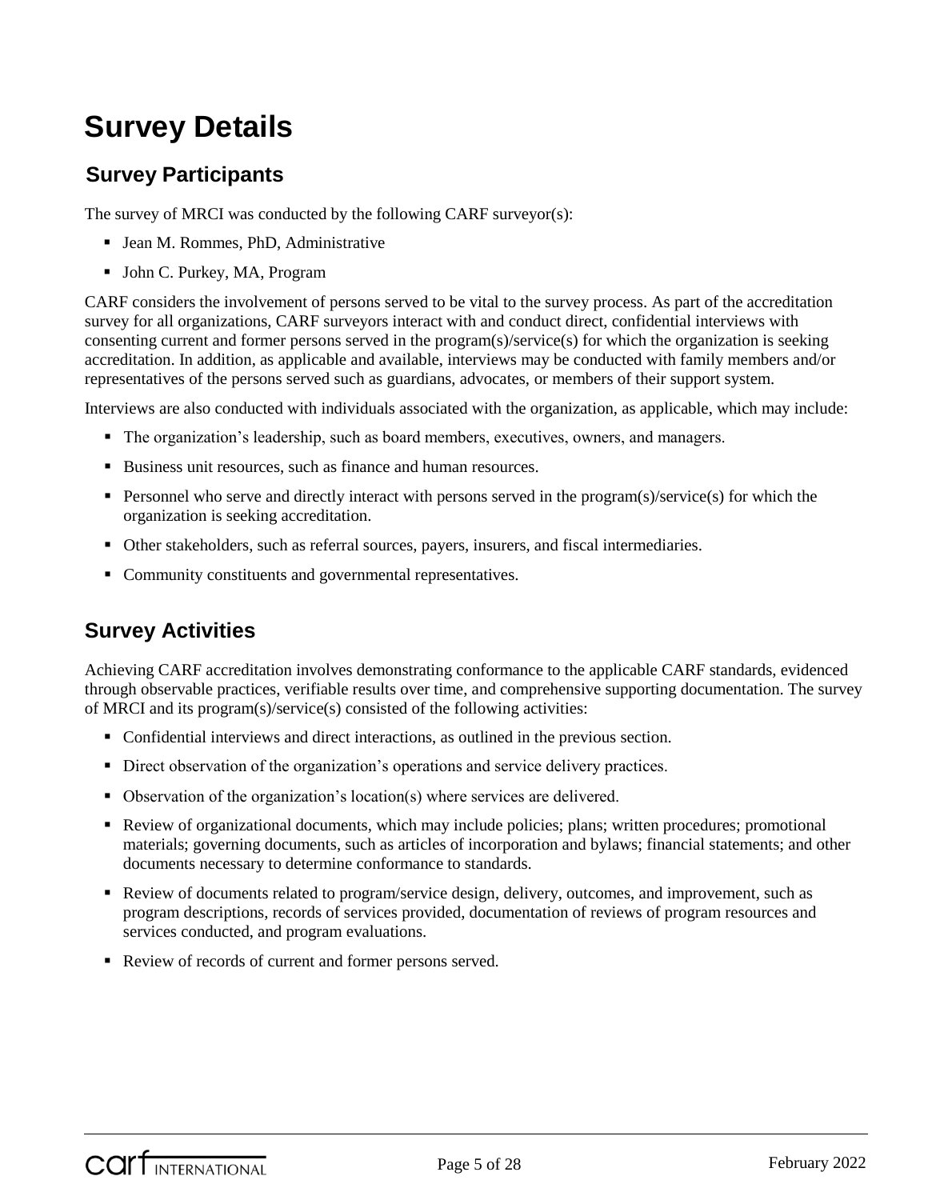# Survey Details

## Survey Participants

The survey of MRCI was conducted by the following CARF surveyor(s):

- Jean M. Rommes, PhD, Administrative
- John C. Purkey, MA, Program

CARF considers the involvement of persons served to be vital to the survey process. As part of the accreditation survey for all organizations, CARF surveyors interact with and conduct direct, confidential interviews with consenting current and former persons served in the program(s)/service(s) for which the organization is seeking accreditation. In addition, as applicable and available, interviews may be conducted with family members and/or representatives of the persons served such as guardians, advocates, or members of their support system.

Interviews are also conducted with individuals associated with the organization, as applicable, which may include:

- The organization's leadership, such as board members, executives, owners, and managers.
- Business unit resources, such as finance and human resources.
- Personnel who serve and directly interact with persons served in the program(s)/service(s) for which the organization is seeking accreditation.
- Other stakeholders, such as referral sources, payers, insurers, and fiscal intermediaries.
- Community constituents and governmental representatives.

## Survey Activities

Achieving CARF accreditation involves demonstrating conformance to the applicable CARF standards, evidenced through observable practices, verifiable results over time, and comprehensive supporting documentation. The survey of MRCI and its program(s)/service(s) consisted of the following activities:

- Confidential interviews and direct interactions, as outlined in the previous section.
- Direct observation of the organization's operations and service delivery practices.
- Observation of the organization's location(s) where services are delivered.
- Review of organizational documents, which may include policies; plans; written procedures; promotional materials; governing documents, such as articles of incorporation and bylaws; financial statements; and other documents necessary to determine conformance to standards.
- Review of documents related to program/service design, delivery, outcomes, and improvement, such as program descriptions, records of services provided, documentation of reviews of program resources and services conducted, and program evaluations.
- Review of records of current and former persons served.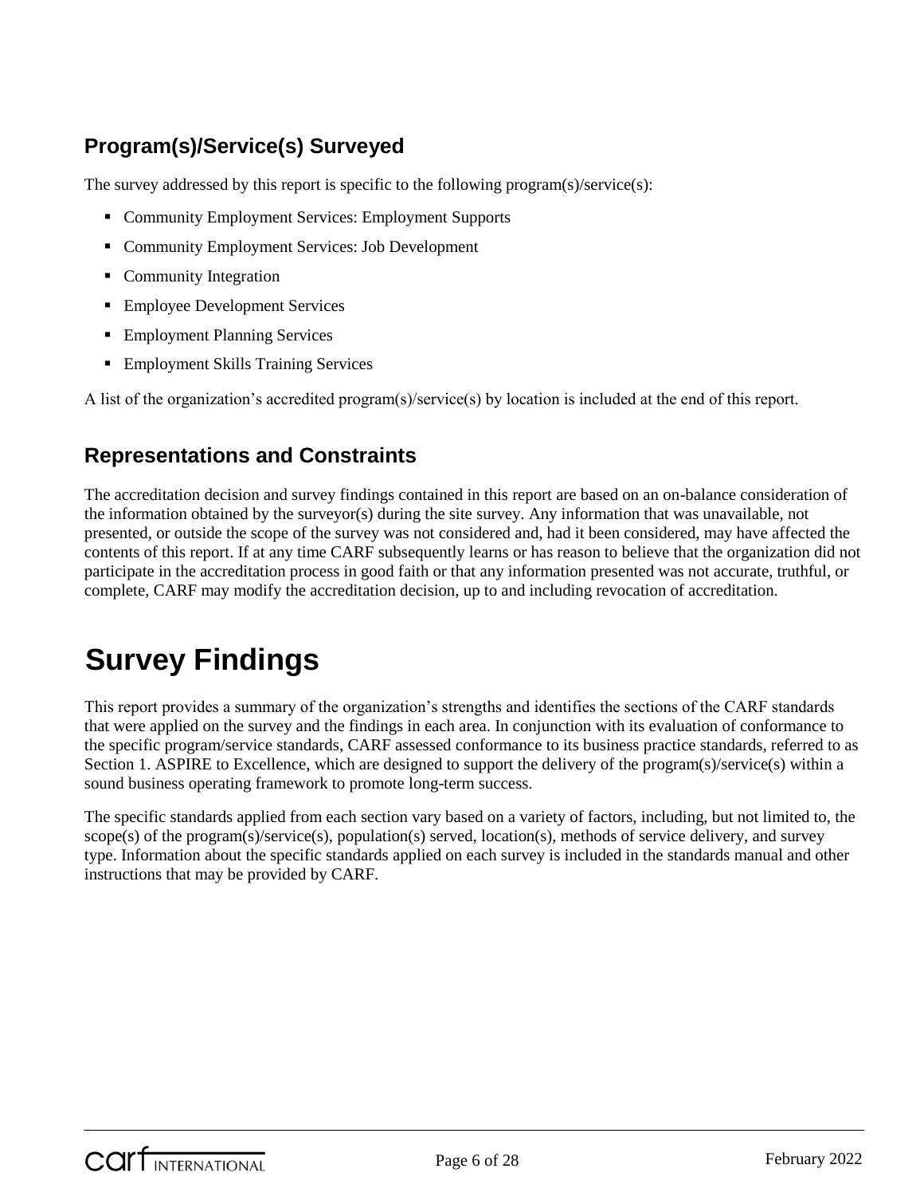## Program(s)/Service(s) Surveyed

The survey addressed by this report is specific to the following program(s)/service(s):

- Community Employment Services: Employment Supports
- Community Employment Services: Job Development
- Community Integration
- Employee Development Services
- Employment Planning Services
- Employment Skills Training Services

A list of the organization's accredited program(s)/service(s) by location is included at the end of this report.

## Representations and Constraints

The accreditation decision and survey findings contained in this report are based on an on-balance consideration of the information obtained by the surveyor(s) during the site survey. Any information that was unavailable, not presented, or outside the scope of the survey was not considered and, had it been considered, may have affected the contents of this report. If at any time CARF subsequently learns or has reason to believe that the organization did not participate in the accreditation process in good faith or that any information presented was not accurate, truthful, or complete, CARF may modify the accreditation decision, up to and including revocation of accreditation.

# Survey Findings

This report provides a summary of the organization's strengths and identifies the sections of the CARF standards that were applied on the survey and the findings in each area. In conjunction with its evaluation of conformance to the specific program/service standards, CARF assessed conformance to its business practice standards, referred to as Section 1. ASPIRE to Excellence, which are designed to support the delivery of the program(s)/service(s) within a sound business operating framework to promote long-term success.

The specific standards applied from each section vary based on a variety of factors, including, but not limited to, the scope(s) of the program(s)/service(s), population(s) served, location(s), methods of service delivery, and survey type. Information about the specific standards applied on each survey is included in the standards manual and other instructions that may be provided by CARF.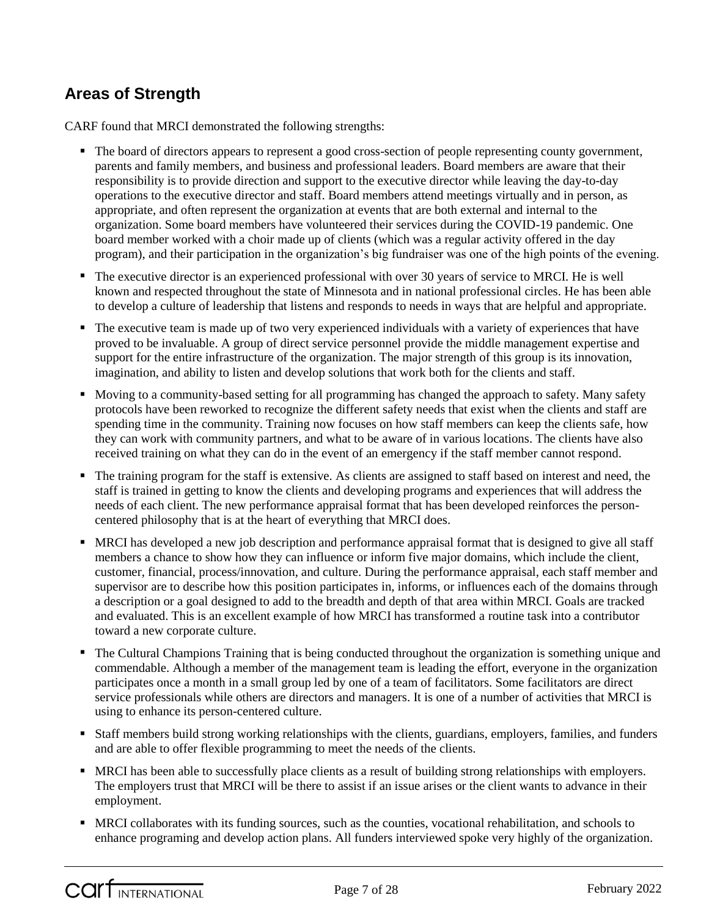## Areas of Strength

CARF found that MRCI demonstrated the following strengths:

- The board of directors appears to represent a good cross-section of people representing county government, parents and family members, and business and professional leaders. Board members are aware that their responsibility is to provide direction and support to the executive director while leaving the day-to-day operations to the executive director and staff. Board members attend meetings virtually and in person, as appropriate, and often represent the organization at events that are both external and internal to the organization. Some board members have volunteered their services during the COVID-19 pandemic. One board member worked with a choir made up of clients (which was a regular activity offered in the day program), and their participation in the organization's big fundraiser was one of the high points of the evening.
- The executive director is an experienced professional with over 30 years of service to MRCI. He is well known and respected throughout the state of Minnesota and in national professional circles. He has been able to develop a culture of leadership that listens and responds to needs in ways that are helpful and appropriate.
- The executive team is made up of two very experienced individuals with a variety of experiences that have proved to be invaluable. A group of direct service personnel provide the middle management expertise and support for the entire infrastructure of the organization. The major strength of this group is its innovation, imagination, and ability to listen and develop solutions that work both for the clients and staff.
- Moving to a community-based setting for all programming has changed the approach to safety. Many safety protocols have been reworked to recognize the different safety needs that exist when the clients and staff are spending time in the community. Training now focuses on how staff members can keep the clients safe, how they can work with community partners, and what to be aware of in various locations. The clients have also received training on what they can do in the event of an emergency if the staff member cannot respond.
- The training program for the staff is extensive. As clients are assigned to staff based on interest and need, the staff is trained in getting to know the clients and developing programs and experiences that will address the needs of each client. The new performance appraisal format that has been developed reinforces the person-centered philosophy that is at the heart of everything that MRCI does.
- MRCI has developed a new job description and performance appraisal format that is designed to give all staff members a chance to show how they can influence or inform five major domains, which include the client, customer, financial, process/innovation, and culture. During the performance appraisal, each staff member and supervisor are to describe how this position participates in, informs, or influences each of the domains through a description or a goal designed to add to the breadth and depth of that area within MRCI. Goals are tracked and evaluated. This is an excellent example of how MRCI has transformed a routine task into a contributor toward a new corporate culture.
- The Cultural Champions Training that is being conducted throughout the organization is something unique and commendable. Although a member of the management team is leading the effort, everyone in the organization participates once a month in a small group led by one of a team of facilitators. Some facilitators are direct service professionals while others are directors and managers. It is one of a number of activities that MRCI is using to enhance its person-centered culture.
- Staff members build strong working relationships with the clients, guardians, employers, families, and funders and are able to offer flexible programming to meet the needs of the clients.
- MRCI has been able to successfully place clients as a result of building strong relationships with employers. The employers trust that MRCI will be there to assist if an issue arises or the client wants to advance in their employment.
- MRCI collaborates with its funding sources, such as the counties, vocational rehabilitation, and schools to enhance programing and develop action plans. All funders interviewed spoke very highly of the organization.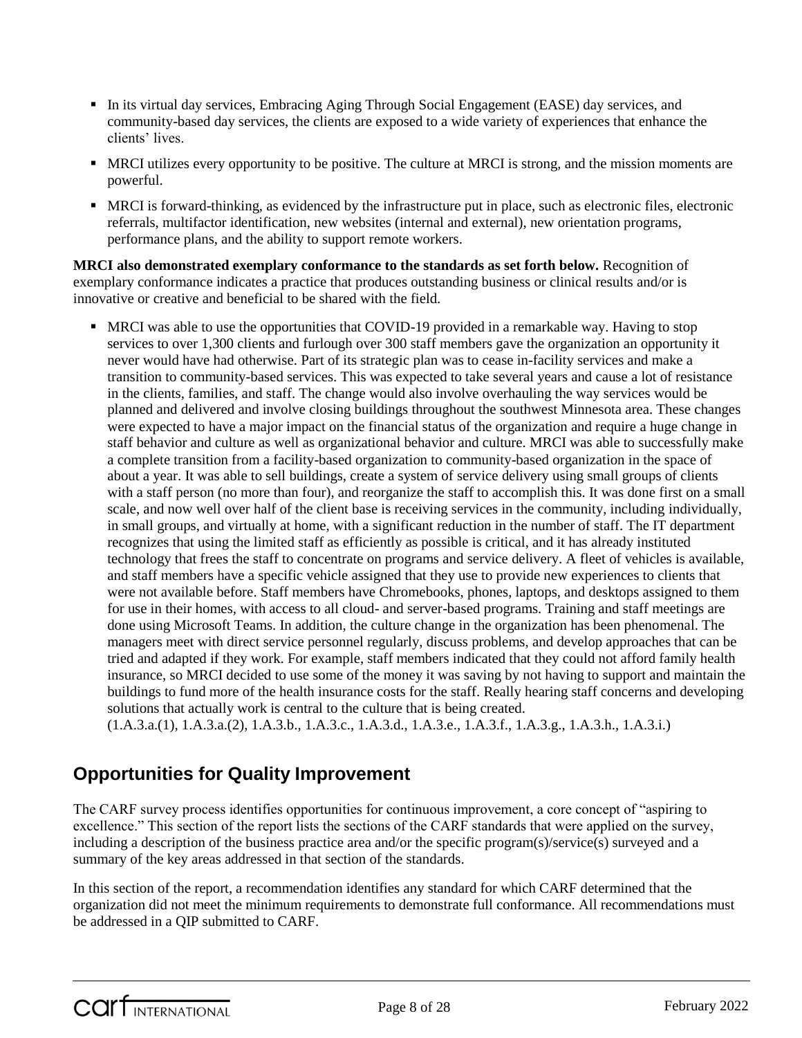- In its virtual day services, Embracing Aging Through Social Engagement (EASE) day services, and community-based day services, the clients are exposed to a wide variety of experiences that enhance the clients' lives.
- MRCI utilizes every opportunity to be positive. The culture at MRCI is strong, and the mission moments are powerful.
- MRCI is forward-thinking, as evidenced by the infrastructure put in place, such as electronic files, electronic referrals, multifactor identification, new websites (internal and external), new orientation programs, performance plans, and the ability to support remote workers.

**MRCI also demonstrated exemplary conformance to the standards as set forth below.** Recognition of exemplary conformance indicates a practice that produces outstanding business or clinical results and/or is innovative or creative and beneficial to be shared with the field.

- MRCI was able to use the opportunities that COVID-19 provided in a remarkable way. Having to stop services to over 1,300 clients and furlough over 300 staff members gave the organization an opportunity it never would have had otherwise. Part of its strategic plan was to cease in-facility services and make a transition to community-based services. This was expected to take several years and cause a lot of resistance in the clients, families, and staff. The change would also involve overhauling the way services would be planned and delivered and involve closing buildings throughout the southwest Minnesota area. These changes were expected to have a major impact on the financial status of the organization and require a huge change in staff behavior and culture as well as organizational behavior and culture. MRCI was able to successfully make a complete transition from a facility-based organization to community-based organization in the space of about a year. It was able to sell buildings, create a system of service delivery using small groups of clients with a staff person (no more than four), and reorganize the staff to accomplish this. It was done first on a small scale, and now well over half of the client base is receiving services in the community, including individually, in small groups, and virtually at home, with a significant reduction in the number of staff. The IT department recognizes that using the limited staff as efficiently as possible is critical, and it has already instituted technology that frees the staff to concentrate on programs and service delivery. A fleet of vehicles is available, and staff members have a specific vehicle assigned that they use to provide new experiences to clients that were not available before. Staff members have Chromebooks, phones, laptops, and desktops assigned to them for use in their homes, with access to all cloud- and server-based programs. Training and staff meetings are done using Microsoft Teams. In addition, the culture change in the organization has been phenomenal. The managers meet with direct service personnel regularly, discuss problems, and develop approaches that can be tried and adapted if they work. For example, staff members indicated that they could not afford family health insurance, so MRCI decided to use some of the money it was saving by not having to support and maintain the buildings to fund more of the health insurance costs for the staff. Really hearing staff concerns and developing solutions that actually work is central to the culture that is being created.  
(1.A.3.a.(1), 1.A.3.a.(2), 1.A.3.b., 1.A.3.c., 1.A.3.d., 1.A.3.e., 1.A.3.f., 1.A.3.g., 1.A.3.h., 1.A.3.i.)

## Opportunities for Quality Improvement

The CARF survey process identifies opportunities for continuous improvement, a core concept of "aspiring to excellence." This section of the report lists the sections of the CARF standards that were applied on the survey, including a description of the business practice area and/or the specific program(s)/service(s) surveyed and a summary of the key areas addressed in that section of the standards.

In this section of the report, a recommendation identifies any standard for which CARF determined that the organization did not meet the minimum requirements to demonstrate full conformance. All recommendations must be addressed in a QIP submitted to CARF.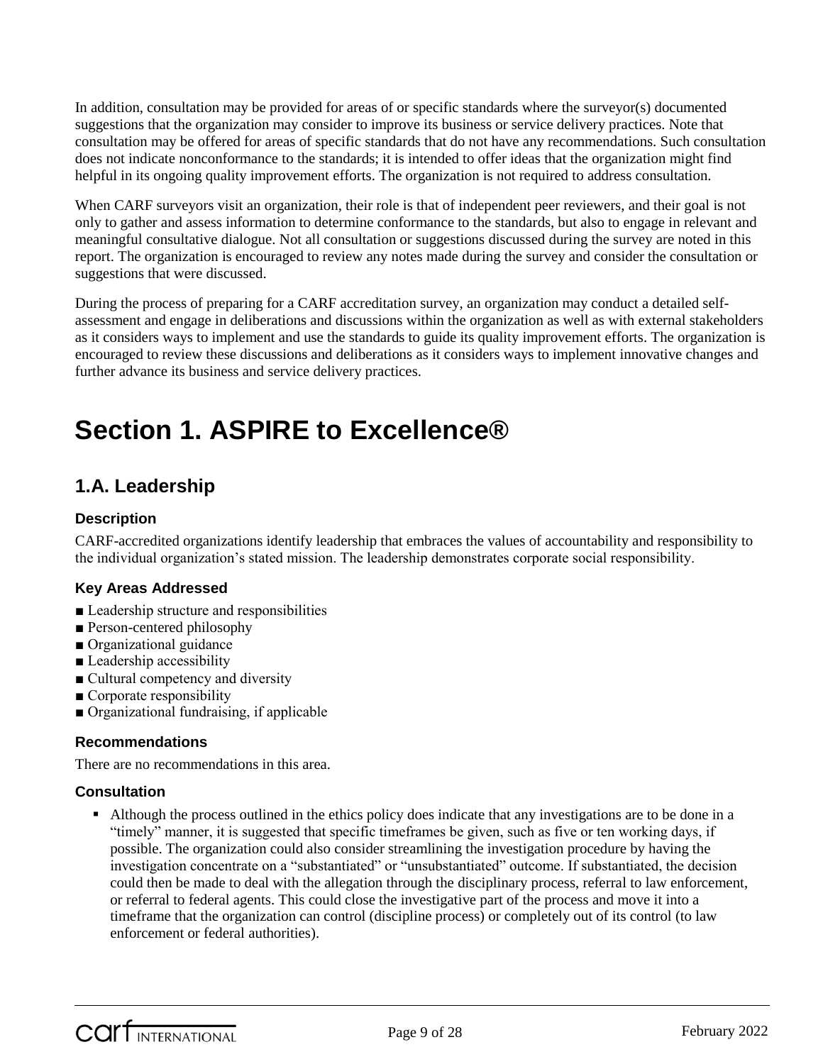In addition, consultation may be provided for areas of or specific standards where the surveyor(s) documented suggestions that the organization may consider to improve its business or service delivery practices. Note that consultation may be offered for areas of specific standards that do not have any recommendations. Such consultation does not indicate nonconformance to the standards; it is intended to offer ideas that the organization might find helpful in its ongoing quality improvement efforts. The organization is not required to address consultation.

When CARF surveyors visit an organization, their role is that of independent peer reviewers, and their goal is not only to gather and assess information to determine conformance to the standards, but also to engage in relevant and meaningful consultative dialogue. Not all consultation or suggestions discussed during the survey are noted in this report. The organization is encouraged to review any notes made during the survey and consider the consultation or suggestions that were discussed.

During the process of preparing for a CARF accreditation survey, an organization may conduct a detailed self-assessment and engage in deliberations and discussions within the organization as well as with external stakeholders as it considers ways to implement and use the standards to guide its quality improvement efforts. The organization is encouraged to review these discussions and deliberations as it considers ways to implement innovative changes and further advance its business and service delivery practices.

# Section 1. ASPIRE to Excellence®

## 1.A. Leadership

### Description

CARF-accredited organizations identify leadership that embraces the values of accountability and responsibility to the individual organization's stated mission. The leadership demonstrates corporate social responsibility.

### Key Areas Addressed

- Leadership structure and responsibilities
- Person-centered philosophy
- Organizational guidance
- Leadership accessibility
- Cultural competency and diversity
- Corporate responsibility
- Organizational fundraising, if applicable

### Recommendations

There are no recommendations in this area.

### Consultation

- Although the process outlined in the ethics policy does indicate that any investigations are to be done in a "timely" manner, it is suggested that specific timeframes be given, such as five or ten working days, if possible. The organization could also consider streamlining the investigation procedure by having the investigation concentrate on a "substantiated" or "unsubstantiated" outcome. If substantiated, the decision could then be made to deal with the allegation through the disciplinary process, referral to law enforcement, or referral to federal agents. This could close the investigative part of the process and move it into a timeframe that the organization can control (discipline process) or completely out of its control (to law enforcement or federal authorities).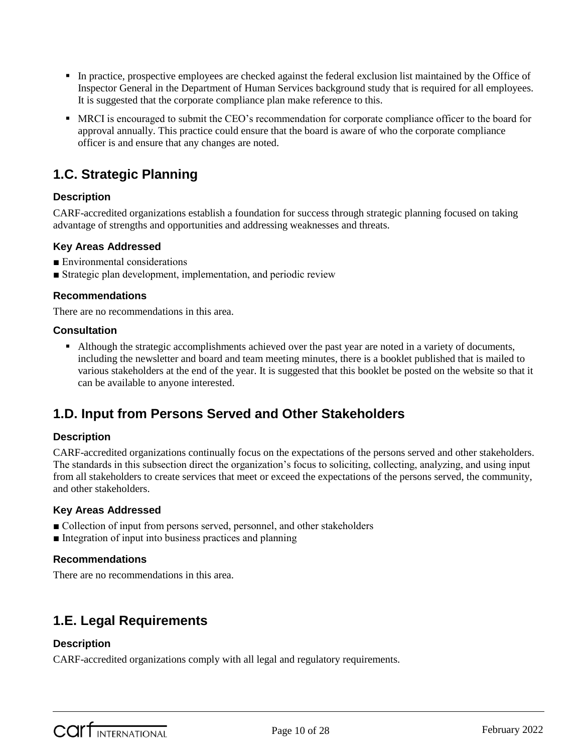- In practice, prospective employees are checked against the federal exclusion list maintained by the Office of Inspector General in the Department of Human Services background study that is required for all employees. It is suggested that the corporate compliance plan make reference to this.
- MRCI is encouraged to submit the CEO's recommendation for corporate compliance officer to the board for approval annually. This practice could ensure that the board is aware of who the corporate compliance officer is and ensure that any changes are noted.

## 1.C. Strategic Planning

### Description

CARF-accredited organizations establish a foundation for success through strategic planning focused on taking advantage of strengths and opportunities and addressing weaknesses and threats.

### Key Areas Addressed

■ Environmental considerations
■ Strategic plan development, implementation, and periodic review

### Recommendations

There are no recommendations in this area.

### Consultation

- Although the strategic accomplishments achieved over the past year are noted in a variety of documents, including the newsletter and board and team meeting minutes, there is a booklet published that is mailed to various stakeholders at the end of the year. It is suggested that this booklet be posted on the website so that it can be available to anyone interested.

## 1.D. Input from Persons Served and Other Stakeholders

### Description

CARF-accredited organizations continually focus on the expectations of the persons served and other stakeholders. The standards in this subsection direct the organization's focus to soliciting, collecting, analyzing, and using input from all stakeholders to create services that meet or exceed the expectations of the persons served, the community, and other stakeholders.

### Key Areas Addressed

■ Collection of input from persons served, personnel, and other stakeholders
■ Integration of input into business practices and planning

### Recommendations

There are no recommendations in this area.

## 1.E. Legal Requirements

### Description

CARF-accredited organizations comply with all legal and regulatory requirements.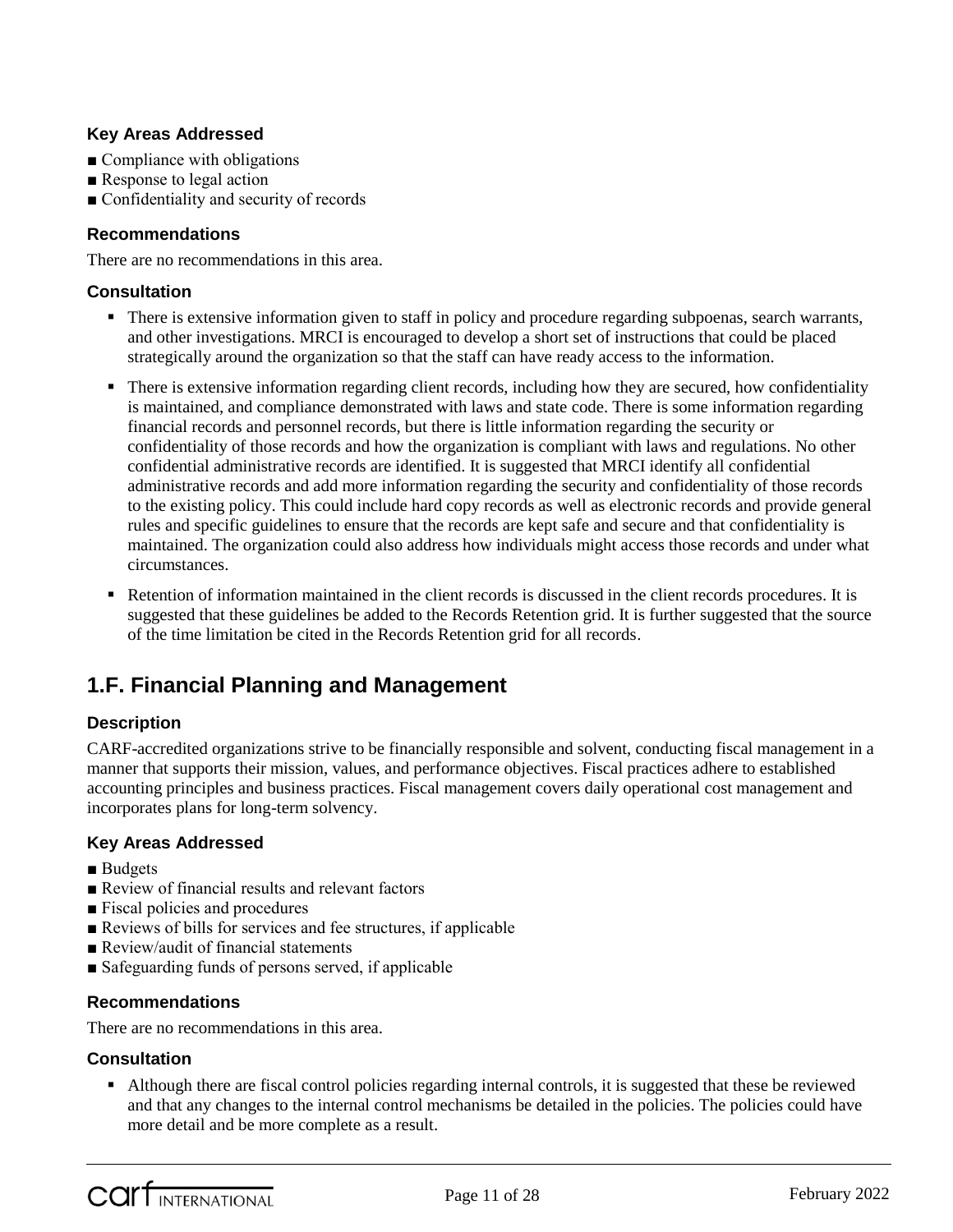### Key Areas Addressed

- Compliance with obligations
- Response to legal action
- Confidentiality and security of records

### Recommendations

There are no recommendations in this area.

### Consultation

- There is extensive information given to staff in policy and procedure regarding subpoenas, search warrants, and other investigations. MRCI is encouraged to develop a short set of instructions that could be placed strategically around the organization so that the staff can have ready access to the information.
- There is extensive information regarding client records, including how they are secured, how confidentiality is maintained, and compliance demonstrated with laws and state code. There is some information regarding financial records and personnel records, but there is little information regarding the security or confidentiality of those records and how the organization is compliant with laws and regulations. No other confidential administrative records are identified. It is suggested that MRCI identify all confidential administrative records and add more information regarding the security and confidentiality of those records to the existing policy. This could include hard copy records as well as electronic records and provide general rules and specific guidelines to ensure that the records are kept safe and secure and that confidentiality is maintained. The organization could also address how individuals might access those records and under what circumstances.
- Retention of information maintained in the client records is discussed in the client records procedures. It is suggested that these guidelines be added to the Records Retention grid. It is further suggested that the source of the time limitation be cited in the Records Retention grid for all records.

## 1.F. Financial Planning and Management

### Description

CARF-accredited organizations strive to be financially responsible and solvent, conducting fiscal management in a manner that supports their mission, values, and performance objectives. Fiscal practices adhere to established accounting principles and business practices. Fiscal management covers daily operational cost management and incorporates plans for long-term solvency.

### Key Areas Addressed

- Budgets
- Review of financial results and relevant factors
- Fiscal policies and procedures
- Reviews of bills for services and fee structures, if applicable
- Review/audit of financial statements
- Safeguarding funds of persons served, if applicable

### Recommendations

There are no recommendations in this area.

### Consultation

- Although there are fiscal control policies regarding internal controls, it is suggested that these be reviewed and that any changes to the internal control mechanisms be detailed in the policies. The policies could have more detail and be more complete as a result.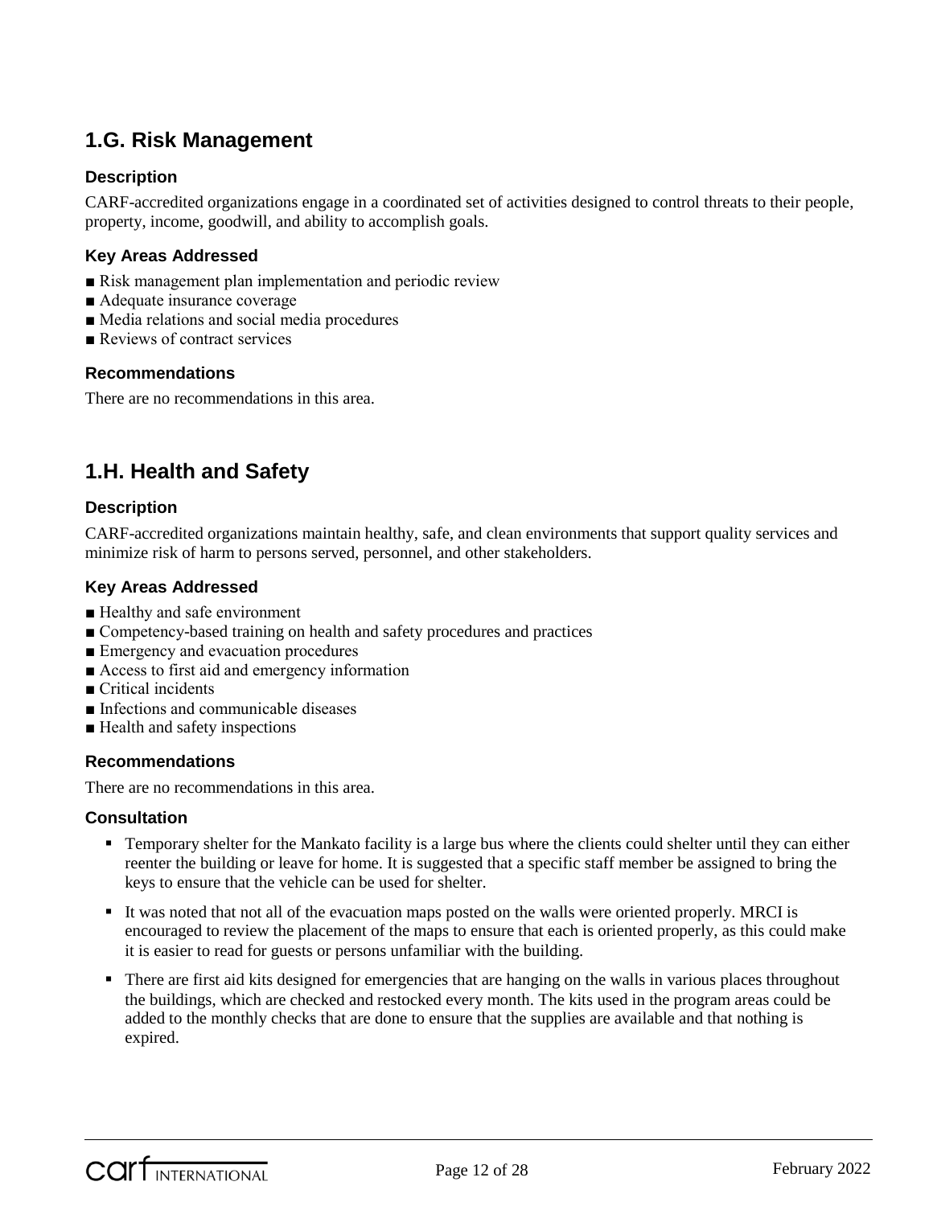## 1.G. Risk Management

### Description

CARF-accredited organizations engage in a coordinated set of activities designed to control threats to their people, property, income, goodwill, and ability to accomplish goals.

### Key Areas Addressed

- Risk management plan implementation and periodic review
- Adequate insurance coverage
- Media relations and social media procedures
- Reviews of contract services

### Recommendations

There are no recommendations in this area.

## 1.H. Health and Safety

### Description

CARF-accredited organizations maintain healthy, safe, and clean environments that support quality services and minimize risk of harm to persons served, personnel, and other stakeholders.

### Key Areas Addressed

- Healthy and safe environment
- Competency-based training on health and safety procedures and practices
- Emergency and evacuation procedures
- Access to first aid and emergency information
- Critical incidents
- Infections and communicable diseases
- Health and safety inspections

### Recommendations

There are no recommendations in this area.

### Consultation

- Temporary shelter for the Mankato facility is a large bus where the clients could shelter until they can either reenter the building or leave for home. It is suggested that a specific staff member be assigned to bring the keys to ensure that the vehicle can be used for shelter.
- It was noted that not all of the evacuation maps posted on the walls were oriented properly. MRCI is encouraged to review the placement of the maps to ensure that each is oriented properly, as this could make it is easier to read for guests or persons unfamiliar with the building.
- There are first aid kits designed for emergencies that are hanging on the walls in various places throughout the buildings, which are checked and restocked every month. The kits used in the program areas could be added to the monthly checks that are done to ensure that the supplies are available and that nothing is expired.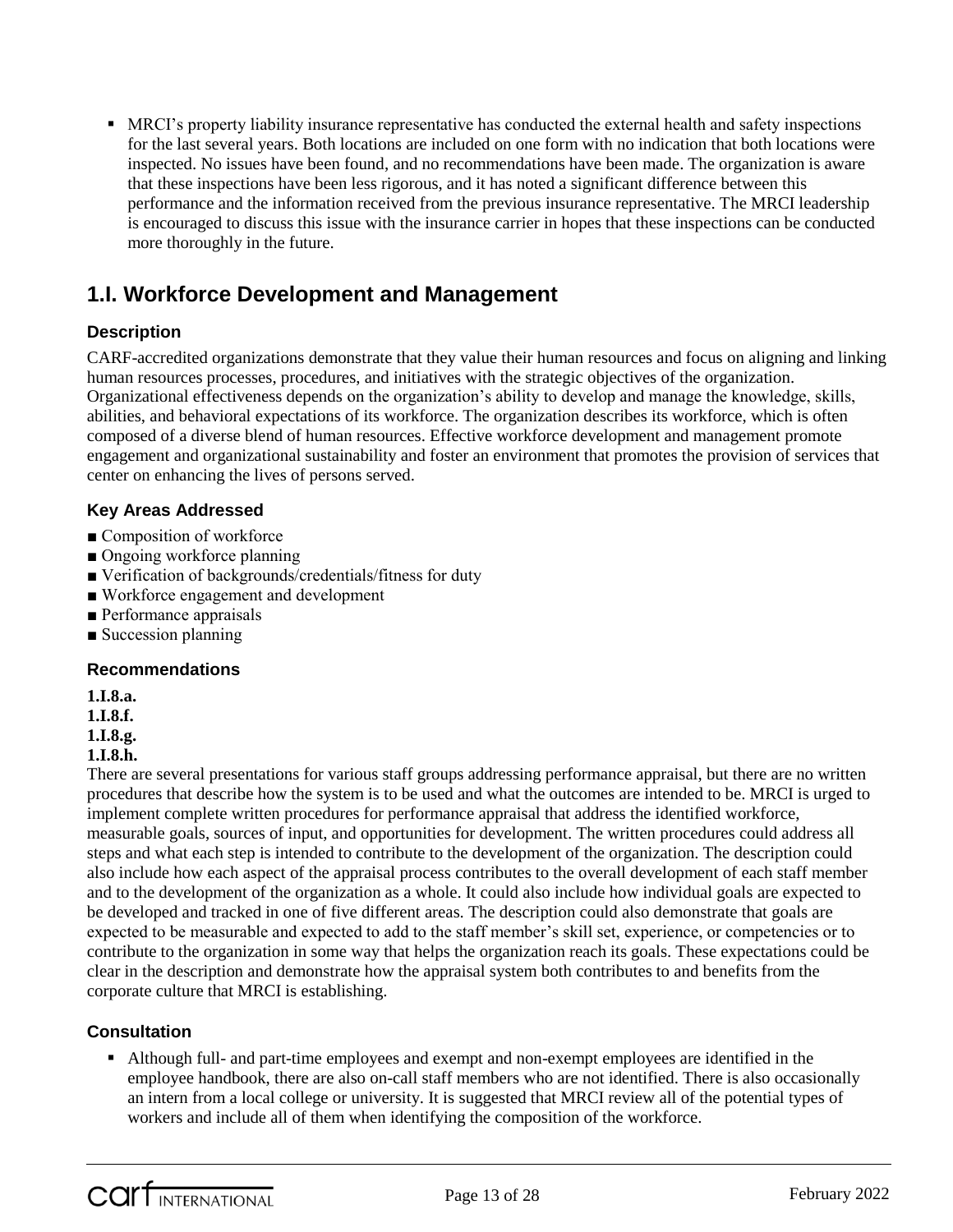- MRCI's property liability insurance representative has conducted the external health and safety inspections for the last several years. Both locations are included on one form with no indication that both locations were inspected. No issues have been found, and no recommendations have been made. The organization is aware that these inspections have been less rigorous, and it has noted a significant difference between this performance and the information received from the previous insurance representative. The MRCI leadership is encouraged to discuss this issue with the insurance carrier in hopes that these inspections can be conducted more thoroughly in the future.

## 1.I. Workforce Development and Management

### Description

CARF-accredited organizations demonstrate that they value their human resources and focus on aligning and linking human resources processes, procedures, and initiatives with the strategic objectives of the organization. Organizational effectiveness depends on the organization's ability to develop and manage the knowledge, skills, abilities, and behavioral expectations of its workforce. The organization describes its workforce, which is often composed of a diverse blend of human resources. Effective workforce development and management promote engagement and organizational sustainability and foster an environment that promotes the provision of services that center on enhancing the lives of persons served.

### Key Areas Addressed

- Composition of workforce
- Ongoing workforce planning
- Verification of backgrounds/credentials/fitness for duty
- Workforce engagement and development
- Performance appraisals
- Succession planning

### Recommendations

**1.I.8.a.**
**1.I.8.f.**
**1.I.8.g.**
**1.I.8.h.**

There are several presentations for various staff groups addressing performance appraisal, but there are no written procedures that describe how the system is to be used and what the outcomes are intended to be. MRCI is urged to implement complete written procedures for performance appraisal that address the identified workforce, measurable goals, sources of input, and opportunities for development. The written procedures could address all steps and what each step is intended to contribute to the development of the organization. The description could also include how each aspect of the appraisal process contributes to the overall development of each staff member and to the development of the organization as a whole. It could also include how individual goals are expected to be developed and tracked in one of five different areas. The description could also demonstrate that goals are expected to be measurable and expected to add to the staff member's skill set, experience, or competencies or to contribute to the organization in some way that helps the organization reach its goals. These expectations could be clear in the description and demonstrate how the appraisal system both contributes to and benefits from the corporate culture that MRCI is establishing.

### Consultation

- Although full- and part-time employees and exempt and non-exempt employees are identified in the employee handbook, there are also on-call staff members who are not identified. There is also occasionally an intern from a local college or university. It is suggested that MRCI review all of the potential types of workers and include all of them when identifying the composition of the workforce.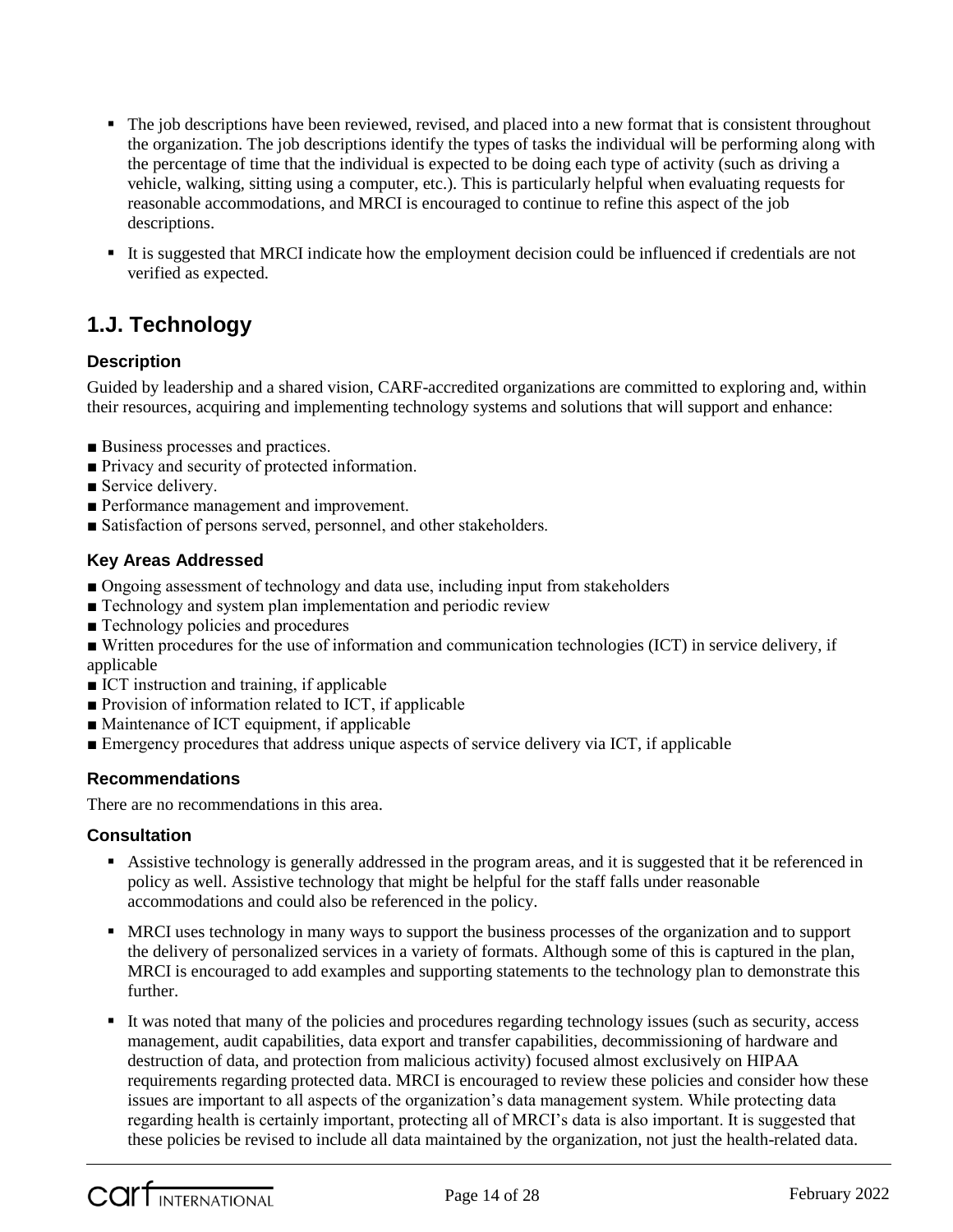- The job descriptions have been reviewed, revised, and placed into a new format that is consistent throughout the organization. The job descriptions identify the types of tasks the individual will be performing along with the percentage of time that the individual is expected to be doing each type of activity (such as driving a vehicle, walking, sitting using a computer, etc.). This is particularly helpful when evaluating requests for reasonable accommodations, and MRCI is encouraged to continue to refine this aspect of the job descriptions.

- It is suggested that MRCI indicate how the employment decision could be influenced if credentials are not verified as expected.

## 1.J. Technology

### Description

Guided by leadership and a shared vision, CARF-accredited organizations are committed to exploring and, within their resources, acquiring and implementing technology systems and solutions that will support and enhance:

- Business processes and practices.
- Privacy and security of protected information.
- Service delivery.
- Performance management and improvement.
- Satisfaction of persons served, personnel, and other stakeholders.

### Key Areas Addressed

- Ongoing assessment of technology and data use, including input from stakeholders
- Technology and system plan implementation and periodic review
- Technology policies and procedures
- Written procedures for the use of information and communication technologies (ICT) in service delivery, if applicable
- ICT instruction and training, if applicable
- Provision of information related to ICT, if applicable
- Maintenance of ICT equipment, if applicable
- Emergency procedures that address unique aspects of service delivery via ICT, if applicable

### Recommendations

There are no recommendations in this area.

### Consultation

- Assistive technology is generally addressed in the program areas, and it is suggested that it be referenced in policy as well. Assistive technology that might be helpful for the staff falls under reasonable accommodations and could also be referenced in the policy.

- MRCI uses technology in many ways to support the business processes of the organization and to support the delivery of personalized services in a variety of formats. Although some of this is captured in the plan, MRCI is encouraged to add examples and supporting statements to the technology plan to demonstrate this further.

- It was noted that many of the policies and procedures regarding technology issues (such as security, access management, audit capabilities, data export and transfer capabilities, decommissioning of hardware and destruction of data, and protection from malicious activity) focused almost exclusively on HIPAA requirements regarding protected data. MRCI is encouraged to review these policies and consider how these issues are important to all aspects of the organization's data management system. While protecting data regarding health is certainly important, protecting all of MRCI's data is also important. It is suggested that these policies be revised to include all data maintained by the organization, not just the health-related data.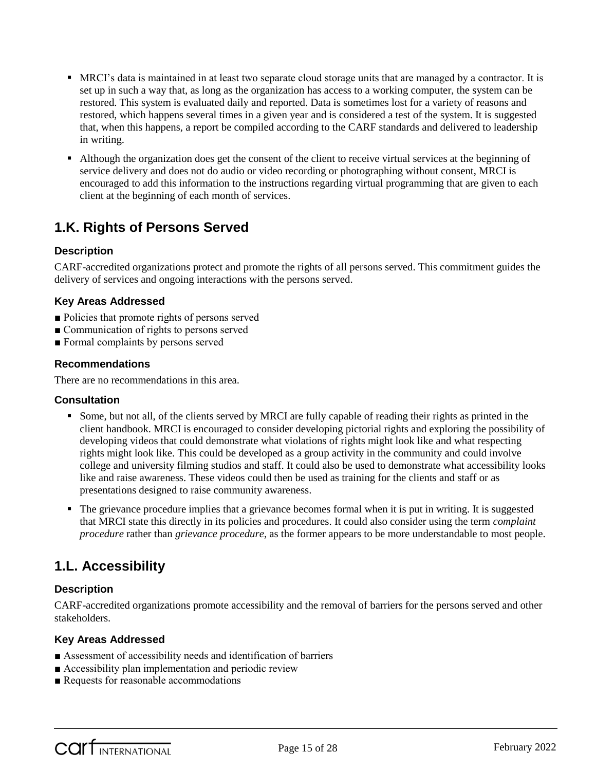- MRCI's data is maintained in at least two separate cloud storage units that are managed by a contractor. It is set up in such a way that, as long as the organization has access to a working computer, the system can be restored. This system is evaluated daily and reported. Data is sometimes lost for a variety of reasons and restored, which happens several times in a given year and is considered a test of the system. It is suggested that, when this happens, a report be compiled according to the CARF standards and delivered to leadership in writing.
- Although the organization does get the consent of the client to receive virtual services at the beginning of service delivery and does not do audio or video recording or photographing without consent, MRCI is encouraged to add this information to the instructions regarding virtual programming that are given to each client at the beginning of each month of services.

## 1.K. Rights of Persons Served

### Description

CARF-accredited organizations protect and promote the rights of all persons served. This commitment guides the delivery of services and ongoing interactions with the persons served.

### Key Areas Addressed

■ Policies that promote rights of persons served
■ Communication of rights to persons served
■ Formal complaints by persons served

### Recommendations

There are no recommendations in this area.

### Consultation

- Some, but not all, of the clients served by MRCI are fully capable of reading their rights as printed in the client handbook. MRCI is encouraged to consider developing pictorial rights and exploring the possibility of developing videos that could demonstrate what violations of rights might look like and what respecting rights might look like. This could be developed as a group activity in the community and could involve college and university filming studios and staff. It could also be used to demonstrate what accessibility looks like and raise awareness. These videos could then be used as training for the clients and staff or as presentations designed to raise community awareness.
- The grievance procedure implies that a grievance becomes formal when it is put in writing. It is suggested that MRCI state this directly in its policies and procedures. It could also consider using the term *complaint procedure* rather than *grievance procedure*, as the former appears to be more understandable to most people.

## 1.L. Accessibility

### Description

CARF-accredited organizations promote accessibility and the removal of barriers for the persons served and other stakeholders.

### Key Areas Addressed

■ Assessment of accessibility needs and identification of barriers
■ Accessibility plan implementation and periodic review
■ Requests for reasonable accommodations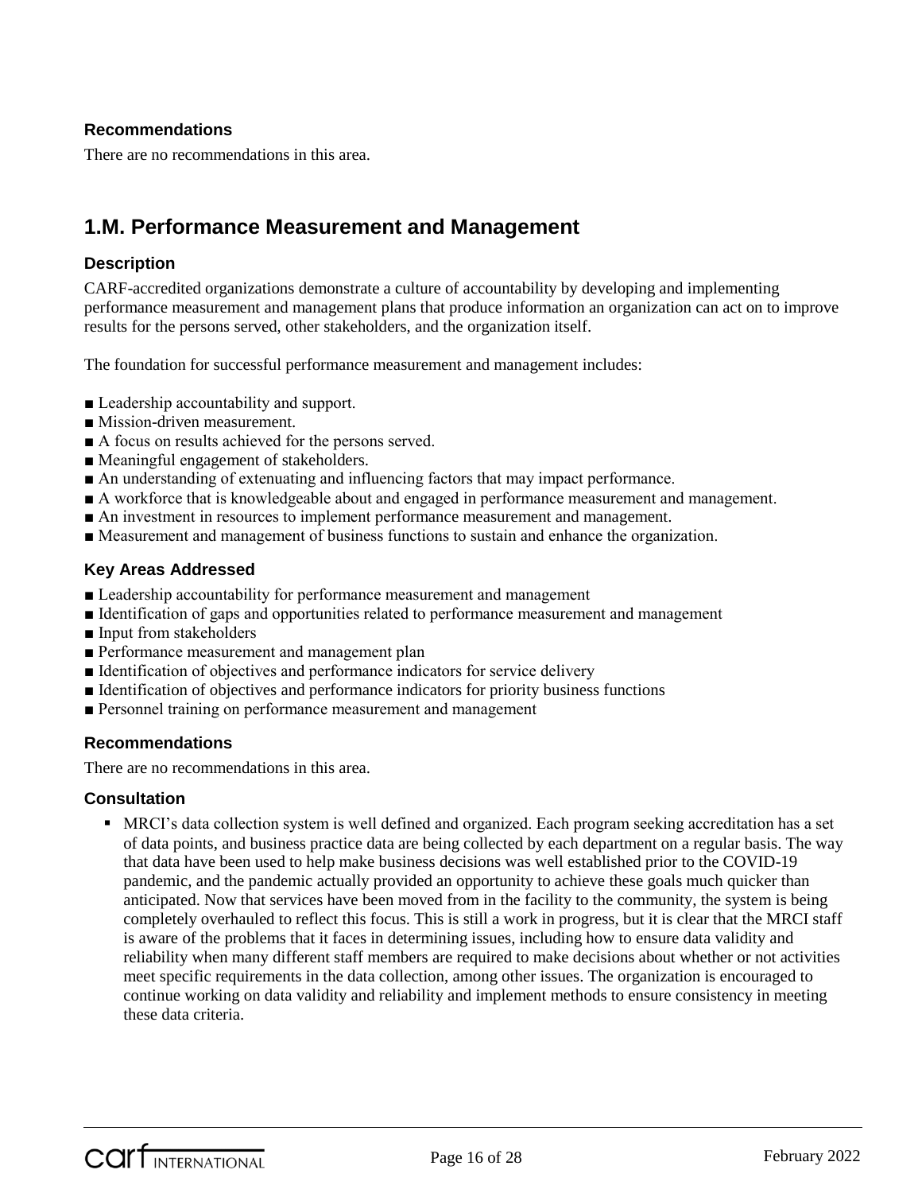### Recommendations

There are no recommendations in this area.

## 1.M. Performance Measurement and Management

### Description

CARF-accredited organizations demonstrate a culture of accountability by developing and implementing performance measurement and management plans that produce information an organization can act on to improve results for the persons served, other stakeholders, and the organization itself.

The foundation for successful performance measurement and management includes:

- Leadership accountability and support.
- Mission-driven measurement.
- A focus on results achieved for the persons served.
- Meaningful engagement of stakeholders.
- An understanding of extenuating and influencing factors that may impact performance.
- A workforce that is knowledgeable about and engaged in performance measurement and management.
- An investment in resources to implement performance measurement and management.
- Measurement and management of business functions to sustain and enhance the organization.

### Key Areas Addressed

- Leadership accountability for performance measurement and management
- Identification of gaps and opportunities related to performance measurement and management
- Input from stakeholders
- Performance measurement and management plan
- Identification of objectives and performance indicators for service delivery
- Identification of objectives and performance indicators for priority business functions
- Personnel training on performance measurement and management

### Recommendations

There are no recommendations in this area.

### Consultation

- MRCI's data collection system is well defined and organized. Each program seeking accreditation has a set of data points, and business practice data are being collected by each department on a regular basis. The way that data have been used to help make business decisions was well established prior to the COVID-19 pandemic, and the pandemic actually provided an opportunity to achieve these goals much quicker than anticipated. Now that services have been moved from in the facility to the community, the system is being completely overhauled to reflect this focus. This is still a work in progress, but it is clear that the MRCI staff is aware of the problems that it faces in determining issues, including how to ensure data validity and reliability when many different staff members are required to make decisions about whether or not activities meet specific requirements in the data collection, among other issues. The organization is encouraged to continue working on data validity and reliability and implement methods to ensure consistency in meeting these data criteria.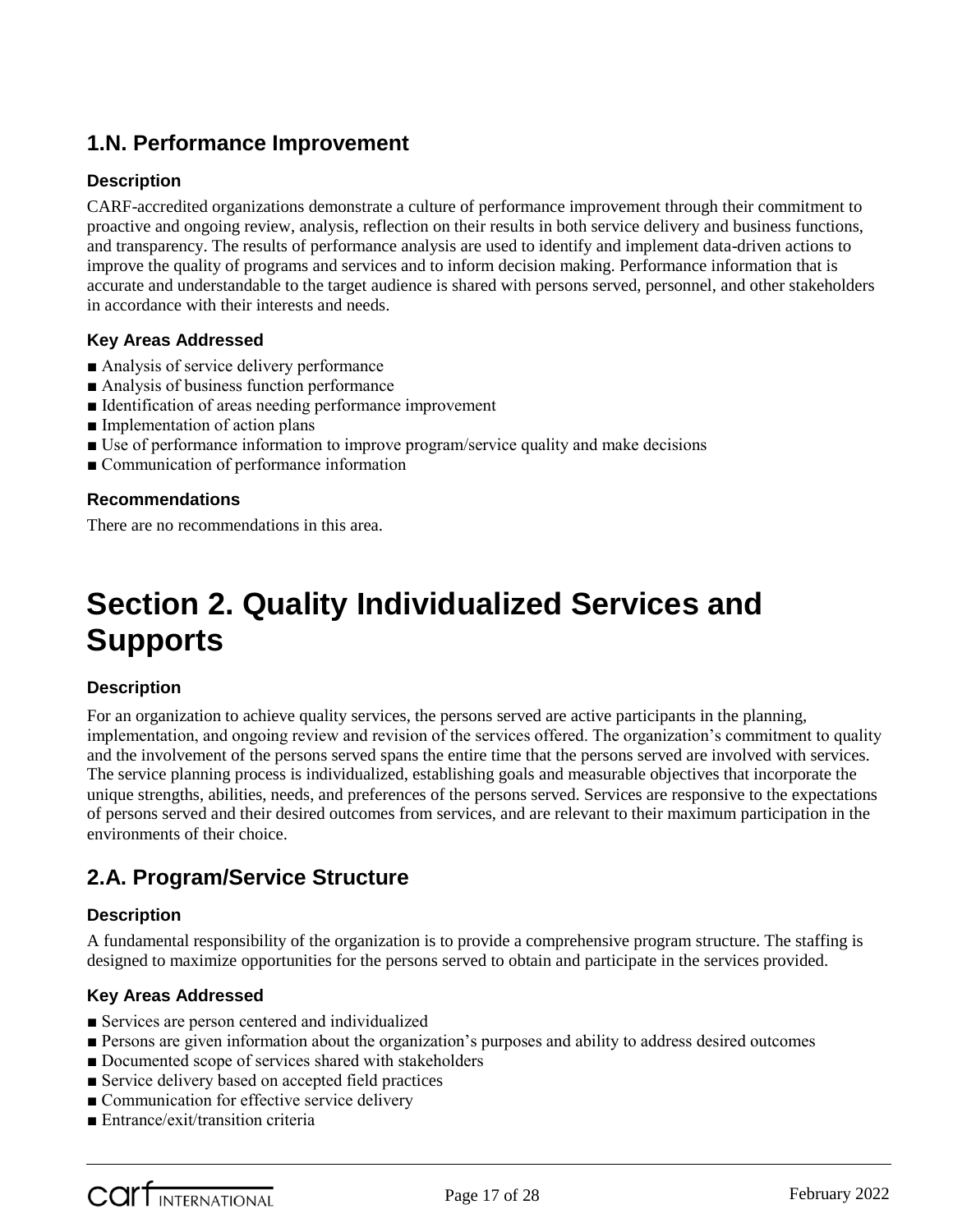## 1.N. Performance Improvement

### Description

CARF-accredited organizations demonstrate a culture of performance improvement through their commitment to proactive and ongoing review, analysis, reflection on their results in both service delivery and business functions, and transparency. The results of performance analysis are used to identify and implement data-driven actions to improve the quality of programs and services and to inform decision making. Performance information that is accurate and understandable to the target audience is shared with persons served, personnel, and other stakeholders in accordance with their interests and needs.

### Key Areas Addressed

- Analysis of service delivery performance
- Analysis of business function performance
- Identification of areas needing performance improvement
- Implementation of action plans
- Use of performance information to improve program/service quality and make decisions
- Communication of performance information

### Recommendations

There are no recommendations in this area.

# Section 2. Quality Individualized Services and Supports

### Description

For an organization to achieve quality services, the persons served are active participants in the planning, implementation, and ongoing review and revision of the services offered. The organization's commitment to quality and the involvement of the persons served spans the entire time that the persons served are involved with services. The service planning process is individualized, establishing goals and measurable objectives that incorporate the unique strengths, abilities, needs, and preferences of the persons served. Services are responsive to the expectations of persons served and their desired outcomes from services, and are relevant to their maximum participation in the environments of their choice.

## 2.A. Program/Service Structure

### Description

A fundamental responsibility of the organization is to provide a comprehensive program structure. The staffing is designed to maximize opportunities for the persons served to obtain and participate in the services provided.

### Key Areas Addressed

- Services are person centered and individualized
- Persons are given information about the organization's purposes and ability to address desired outcomes
- Documented scope of services shared with stakeholders
- Service delivery based on accepted field practices
- Communication for effective service delivery
- Entrance/exit/transition criteria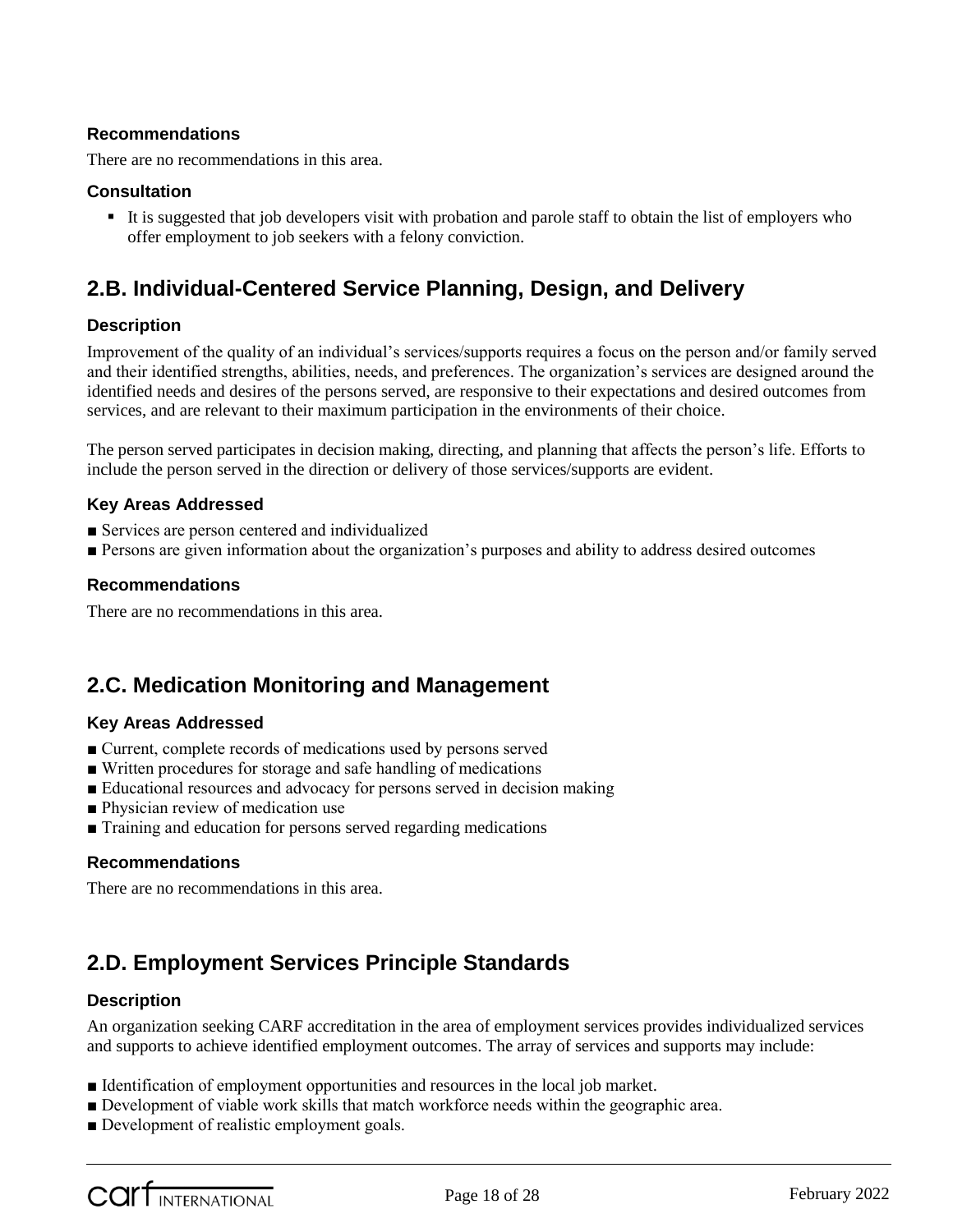### Recommendations

There are no recommendations in this area.

### Consultation

- It is suggested that job developers visit with probation and parole staff to obtain the list of employers who offer employment to job seekers with a felony conviction.

## 2.B. Individual-Centered Service Planning, Design, and Delivery

### Description

Improvement of the quality of an individual's services/supports requires a focus on the person and/or family served and their identified strengths, abilities, needs, and preferences. The organization's services are designed around the identified needs and desires of the persons served, are responsive to their expectations and desired outcomes from services, and are relevant to their maximum participation in the environments of their choice.

The person served participates in decision making, directing, and planning that affects the person's life. Efforts to include the person served in the direction or delivery of those services/supports are evident.

### Key Areas Addressed

- Services are person centered and individualized
- Persons are given information about the organization's purposes and ability to address desired outcomes

### Recommendations

There are no recommendations in this area.

## 2.C. Medication Monitoring and Management

### Key Areas Addressed

- Current, complete records of medications used by persons served
- Written procedures for storage and safe handling of medications
- Educational resources and advocacy for persons served in decision making
- Physician review of medication use
- Training and education for persons served regarding medications

### Recommendations

There are no recommendations in this area.

## 2.D. Employment Services Principle Standards

### Description

An organization seeking CARF accreditation in the area of employment services provides individualized services and supports to achieve identified employment outcomes. The array of services and supports may include:

- Identification of employment opportunities and resources in the local job market.
- Development of viable work skills that match workforce needs within the geographic area.
- Development of realistic employment goals.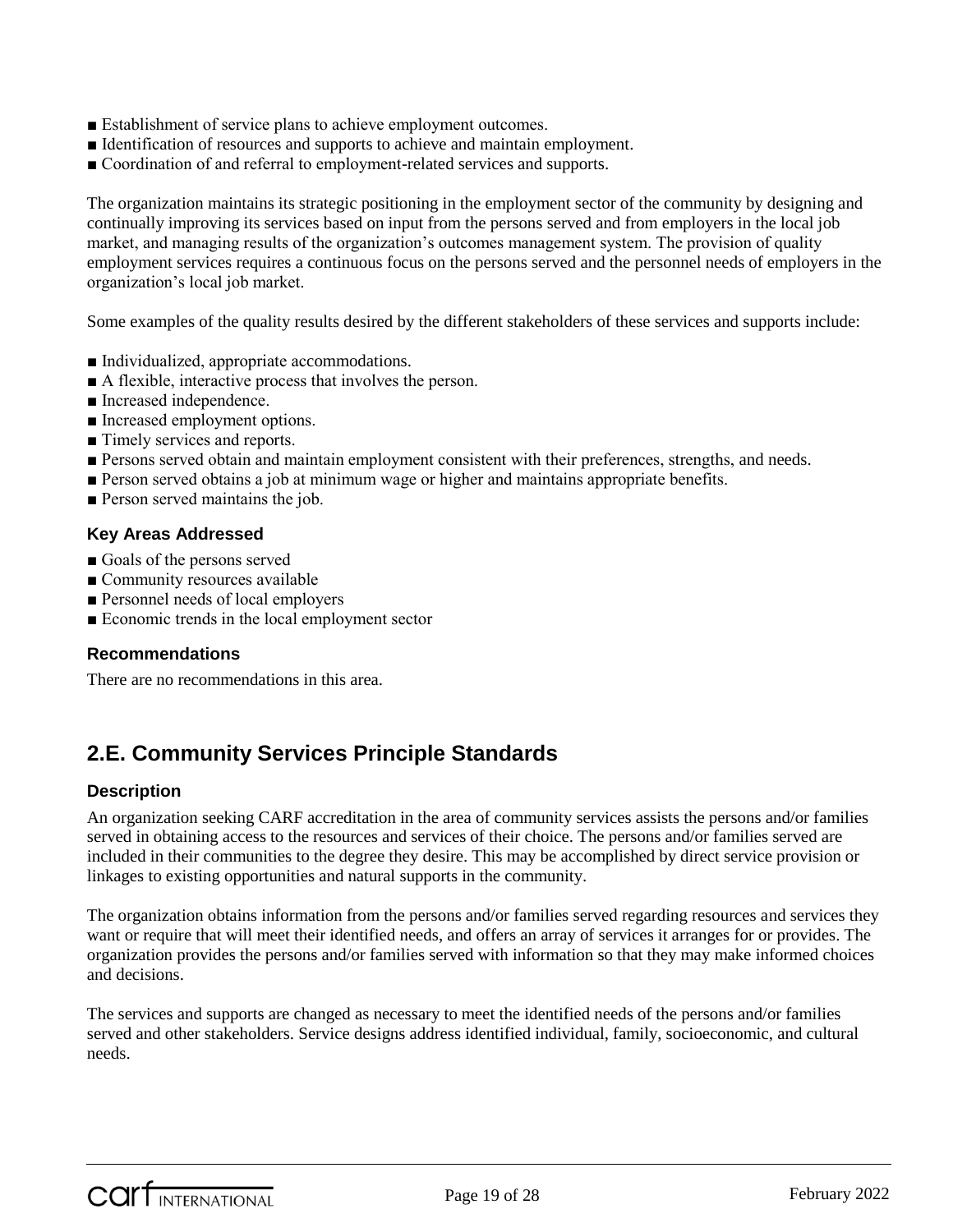- Establishment of service plans to achieve employment outcomes.
- Identification of resources and supports to achieve and maintain employment.
- Coordination of and referral to employment-related services and supports.

The organization maintains its strategic positioning in the employment sector of the community by designing and continually improving its services based on input from the persons served and from employers in the local job market, and managing results of the organization's outcomes management system. The provision of quality employment services requires a continuous focus on the persons served and the personnel needs of employers in the organization's local job market.

Some examples of the quality results desired by the different stakeholders of these services and supports include:

- Individualized, appropriate accommodations.
- A flexible, interactive process that involves the person.
- Increased independence.
- Increased employment options.
- Timely services and reports.
- Persons served obtain and maintain employment consistent with their preferences, strengths, and needs.
- Person served obtains a job at minimum wage or higher and maintains appropriate benefits.
- Person served maintains the job.

### Key Areas Addressed

- Goals of the persons served
- Community resources available
- Personnel needs of local employers
- Economic trends in the local employment sector

### Recommendations

There are no recommendations in this area.

## 2.E. Community Services Principle Standards

### Description

An organization seeking CARF accreditation in the area of community services assists the persons and/or families served in obtaining access to the resources and services of their choice. The persons and/or families served are included in their communities to the degree they desire. This may be accomplished by direct service provision or linkages to existing opportunities and natural supports in the community.

The organization obtains information from the persons and/or families served regarding resources and services they want or require that will meet their identified needs, and offers an array of services it arranges for or provides. The organization provides the persons and/or families served with information so that they may make informed choices and decisions.

The services and supports are changed as necessary to meet the identified needs of the persons and/or families served and other stakeholders. Service designs address identified individual, family, socioeconomic, and cultural needs.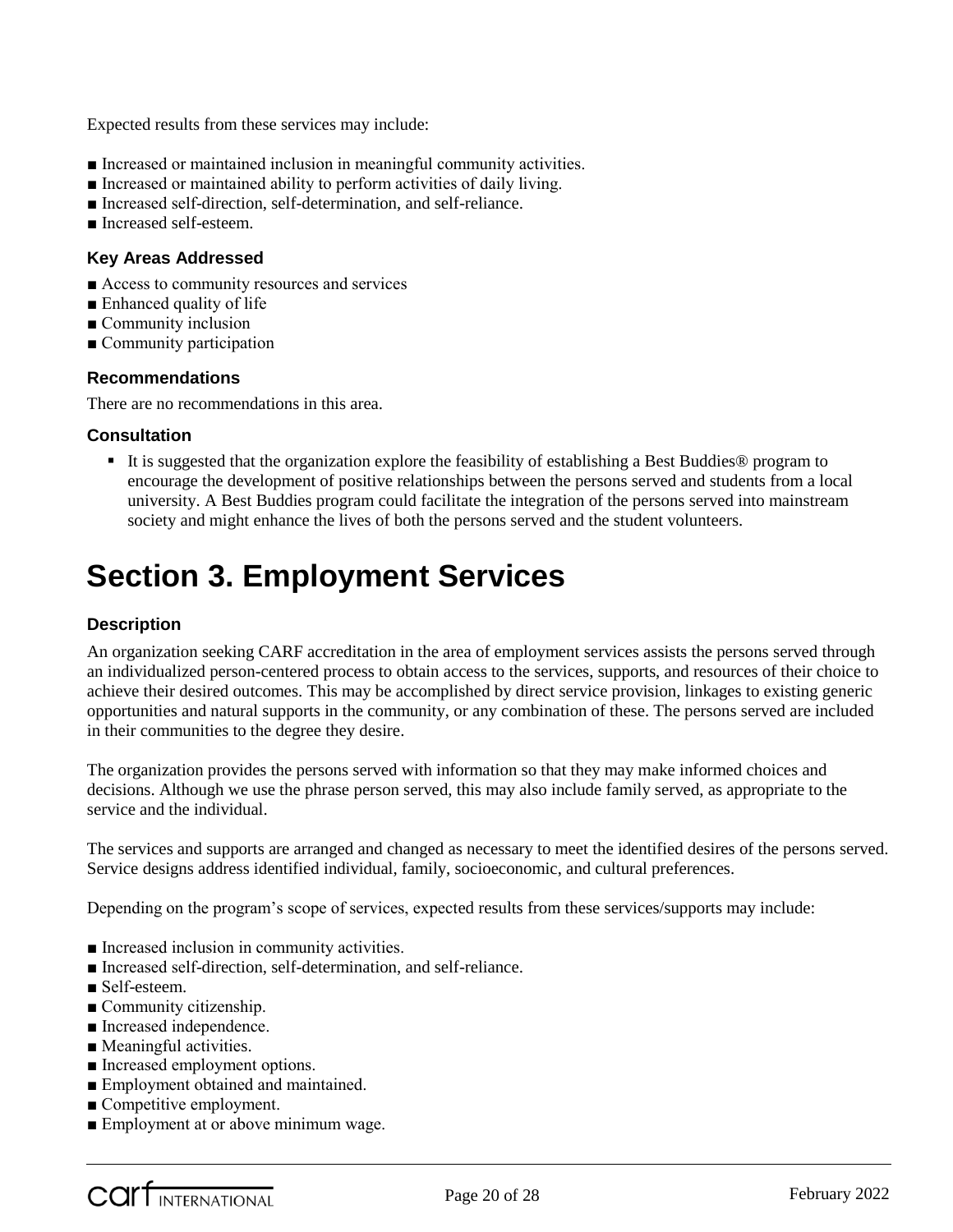Expected results from these services may include:

■ Increased or maintained inclusion in meaningful community activities.
■ Increased or maintained ability to perform activities of daily living.
■ Increased self-direction, self-determination, and self-reliance.
■ Increased self-esteem.

### Key Areas Addressed

■ Access to community resources and services
■ Enhanced quality of life
■ Community inclusion
■ Community participation

### Recommendations

There are no recommendations in this area.

### Consultation

- It is suggested that the organization explore the feasibility of establishing a Best Buddies® program to encourage the development of positive relationships between the persons served and students from a local university. A Best Buddies program could facilitate the integration of the persons served into mainstream society and might enhance the lives of both the persons served and the student volunteers.

# Section 3. Employment Services

### Description

An organization seeking CARF accreditation in the area of employment services assists the persons served through an individualized person-centered process to obtain access to the services, supports, and resources of their choice to achieve their desired outcomes. This may be accomplished by direct service provision, linkages to existing generic opportunities and natural supports in the community, or any combination of these. The persons served are included in their communities to the degree they desire.

The organization provides the persons served with information so that they may make informed choices and decisions. Although we use the phrase person served, this may also include family served, as appropriate to the service and the individual.

The services and supports are arranged and changed as necessary to meet the identified desires of the persons served. Service designs address identified individual, family, socioeconomic, and cultural preferences.

Depending on the program's scope of services, expected results from these services/supports may include:

■ Increased inclusion in community activities.
■ Increased self-direction, self-determination, and self-reliance.
■ Self-esteem.
■ Community citizenship.
■ Increased independence.
■ Meaningful activities.
■ Increased employment options.
■ Employment obtained and maintained.
■ Competitive employment.
■ Employment at or above minimum wage.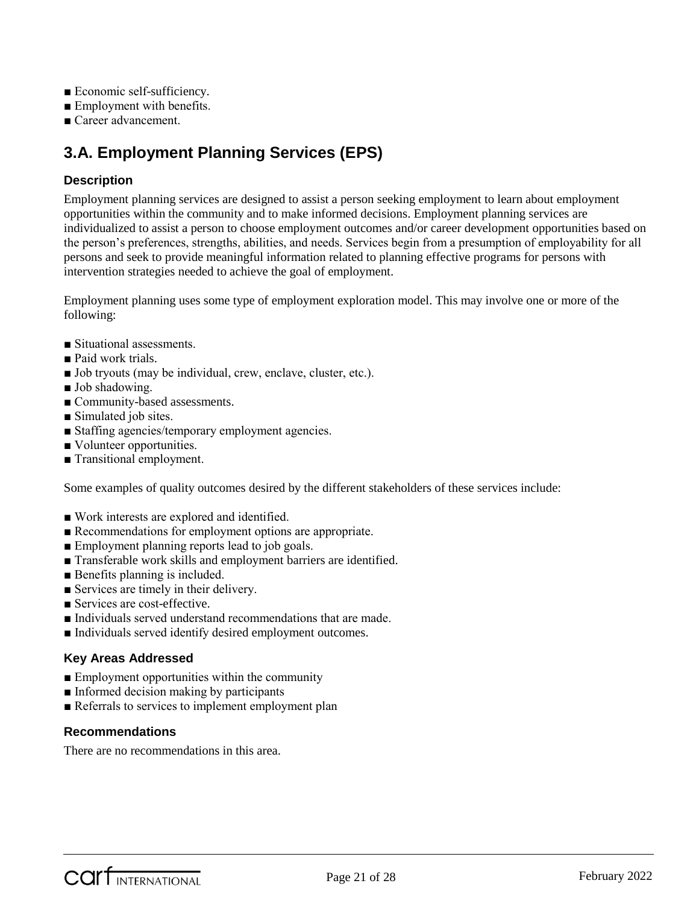- Economic self-sufficiency.
- Employment with benefits.
- Career advancement.

## 3.A. Employment Planning Services (EPS)

### Description

Employment planning services are designed to assist a person seeking employment to learn about employment opportunities within the community and to make informed decisions. Employment planning services are individualized to assist a person to choose employment outcomes and/or career development opportunities based on the person's preferences, strengths, abilities, and needs. Services begin from a presumption of employability for all persons and seek to provide meaningful information related to planning effective programs for persons with intervention strategies needed to achieve the goal of employment.

Employment planning uses some type of employment exploration model. This may involve one or more of the following:

- Situational assessments.
- Paid work trials.
- Job tryouts (may be individual, crew, enclave, cluster, etc.).
- Job shadowing.
- Community-based assessments.
- Simulated job sites.
- Staffing agencies/temporary employment agencies.
- Volunteer opportunities.
- Transitional employment.

Some examples of quality outcomes desired by the different stakeholders of these services include:

- Work interests are explored and identified.
- Recommendations for employment options are appropriate.
- Employment planning reports lead to job goals.
- Transferable work skills and employment barriers are identified.
- Benefits planning is included.
- Services are timely in their delivery.
- Services are cost-effective.
- Individuals served understand recommendations that are made.
- Individuals served identify desired employment outcomes.

### Key Areas Addressed

- Employment opportunities within the community
- Informed decision making by participants
- Referrals to services to implement employment plan

### Recommendations

There are no recommendations in this area.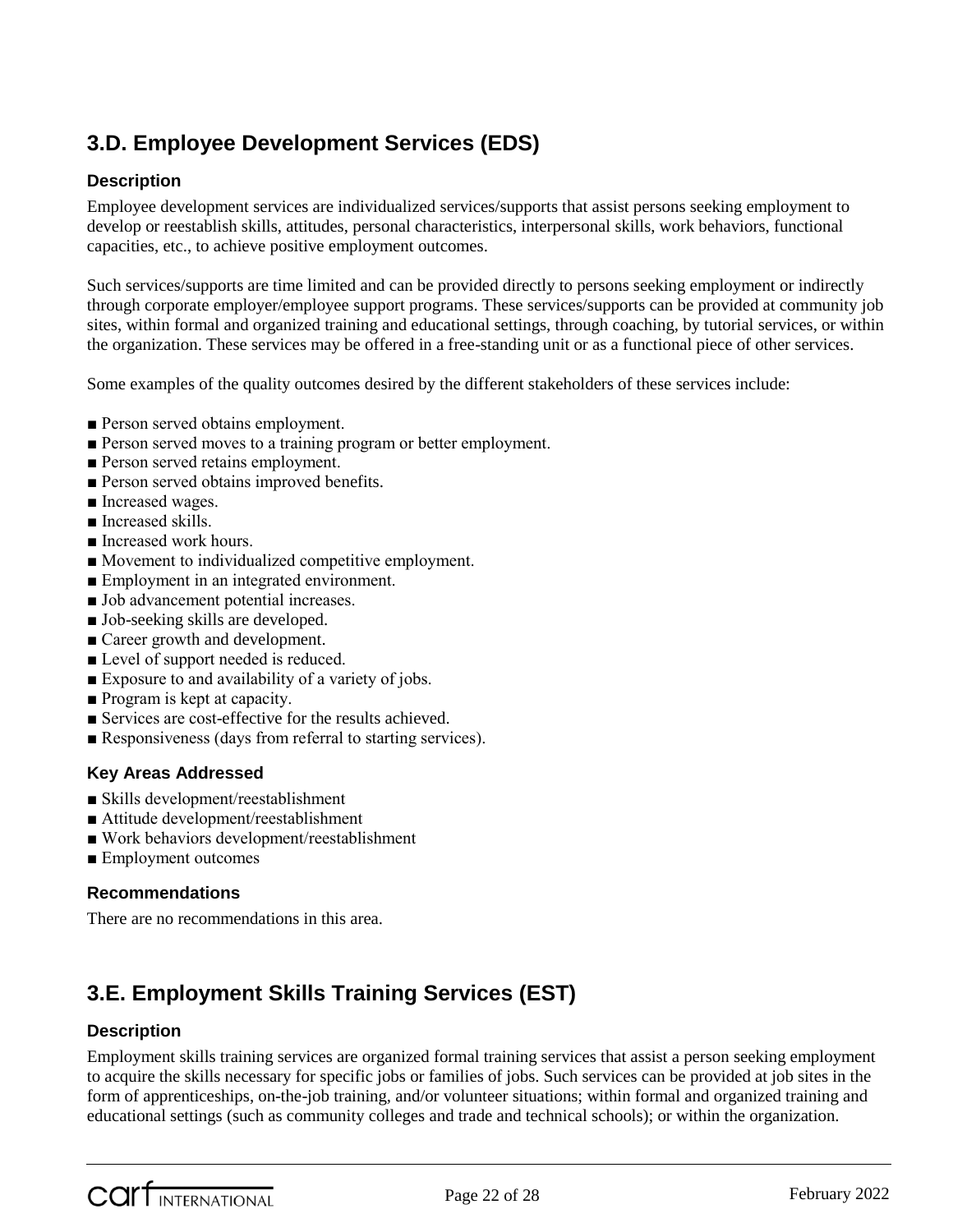## 3.D. Employee Development Services (EDS)

### Description

Employee development services are individualized services/supports that assist persons seeking employment to develop or reestablish skills, attitudes, personal characteristics, interpersonal skills, work behaviors, functional capacities, etc., to achieve positive employment outcomes.

Such services/supports are time limited and can be provided directly to persons seeking employment or indirectly through corporate employer/employee support programs. These services/supports can be provided at community job sites, within formal and organized training and educational settings, through coaching, by tutorial services, or within the organization. These services may be offered in a free-standing unit or as a functional piece of other services.

Some examples of the quality outcomes desired by the different stakeholders of these services include:

- Person served obtains employment.
- Person served moves to a training program or better employment.
- Person served retains employment.
- Person served obtains improved benefits.
- Increased wages.
- Increased skills.
- Increased work hours.
- Movement to individualized competitive employment.
- Employment in an integrated environment.
- Job advancement potential increases.
- Job-seeking skills are developed.
- Career growth and development.
- Level of support needed is reduced.
- Exposure to and availability of a variety of jobs.
- Program is kept at capacity.
- Services are cost-effective for the results achieved.
- Responsiveness (days from referral to starting services).

### Key Areas Addressed

- Skills development/reestablishment
- Attitude development/reestablishment
- Work behaviors development/reestablishment
- Employment outcomes

### Recommendations

There are no recommendations in this area.

## 3.E. Employment Skills Training Services (EST)

### Description

Employment skills training services are organized formal training services that assist a person seeking employment to acquire the skills necessary for specific jobs or families of jobs. Such services can be provided at job sites in the form of apprenticeships, on-the-job training, and/or volunteer situations; within formal and organized training and educational settings (such as community colleges and trade and technical schools); or within the organization.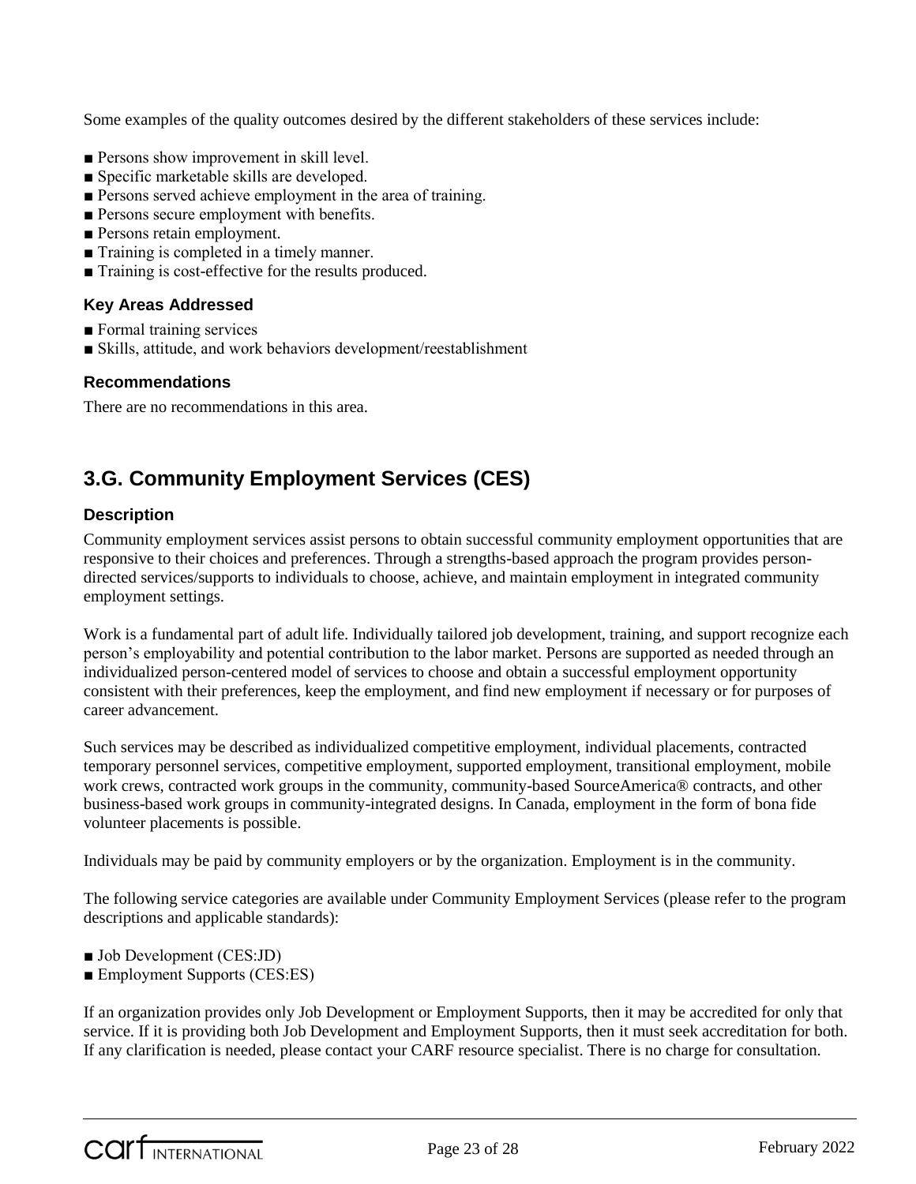Some examples of the quality outcomes desired by the different stakeholders of these services include:

- Persons show improvement in skill level.
- Specific marketable skills are developed.
- Persons served achieve employment in the area of training.
- Persons secure employment with benefits.
- Persons retain employment.
- Training is completed in a timely manner.
- Training is cost-effective for the results produced.

### Key Areas Addressed

- Formal training services
- Skills, attitude, and work behaviors development/reestablishment

### Recommendations

There are no recommendations in this area.

## 3.G. Community Employment Services (CES)

### Description

Community employment services assist persons to obtain successful community employment opportunities that are responsive to their choices and preferences. Through a strengths-based approach the program provides person-directed services/supports to individuals to choose, achieve, and maintain employment in integrated community employment settings.

Work is a fundamental part of adult life. Individually tailored job development, training, and support recognize each person's employability and potential contribution to the labor market. Persons are supported as needed through an individualized person-centered model of services to choose and obtain a successful employment opportunity consistent with their preferences, keep the employment, and find new employment if necessary or for purposes of career advancement.

Such services may be described as individualized competitive employment, individual placements, contracted temporary personnel services, competitive employment, supported employment, transitional employment, mobile work crews, contracted work groups in the community, community-based SourceAmerica® contracts, and other business-based work groups in community-integrated designs. In Canada, employment in the form of bona fide volunteer placements is possible.

Individuals may be paid by community employers or by the organization. Employment is in the community.

The following service categories are available under Community Employment Services (please refer to the program descriptions and applicable standards):

- Job Development (CES:JD)
- Employment Supports (CES:ES)

If an organization provides only Job Development or Employment Supports, then it may be accredited for only that service. If it is providing both Job Development and Employment Supports, then it must seek accreditation for both. If any clarification is needed, please contact your CARF resource specialist. There is no charge for consultation.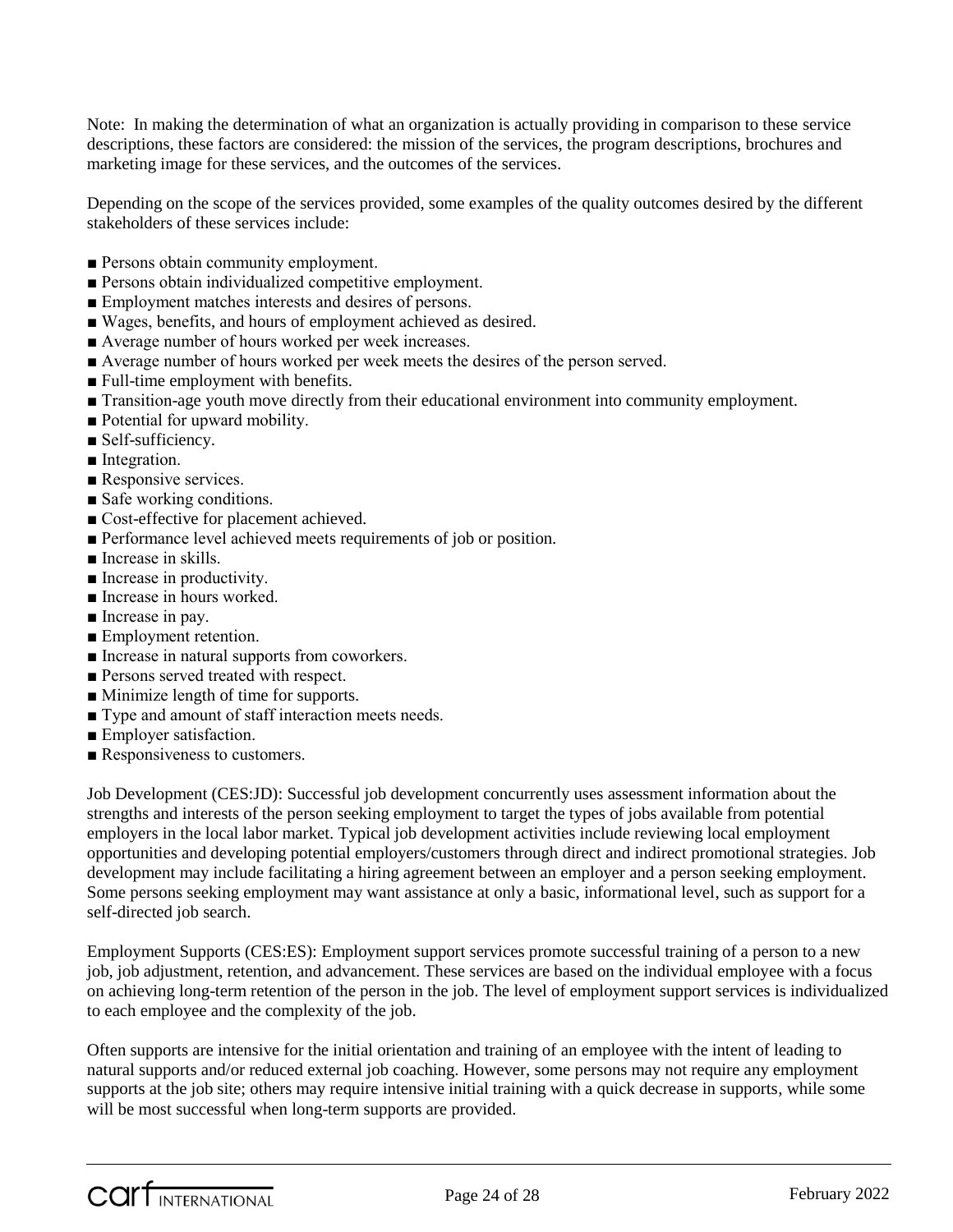Note: In making the determination of what an organization is actually providing in comparison to these service descriptions, these factors are considered: the mission of the services, the program descriptions, brochures and marketing image for these services, and the outcomes of the services.

Depending on the scope of the services provided, some examples of the quality outcomes desired by the different stakeholders of these services include:

- Persons obtain community employment.
- Persons obtain individualized competitive employment.
- Employment matches interests and desires of persons.
- Wages, benefits, and hours of employment achieved as desired.
- Average number of hours worked per week increases.
- Average number of hours worked per week meets the desires of the person served.
- Full-time employment with benefits.
- Transition-age youth move directly from their educational environment into community employment.
- Potential for upward mobility.
- Self-sufficiency.
- Integration.
- Responsive services.
- Safe working conditions.
- Cost-effective for placement achieved.
- Performance level achieved meets requirements of job or position.
- Increase in skills.
- Increase in productivity.
- Increase in hours worked.
- Increase in pay.
- Employment retention.
- Increase in natural supports from coworkers.
- Persons served treated with respect.
- Minimize length of time for supports.
- Type and amount of staff interaction meets needs.
- Employer satisfaction.
- Responsiveness to customers.

Job Development (CES:JD): Successful job development concurrently uses assessment information about the strengths and interests of the person seeking employment to target the types of jobs available from potential employers in the local labor market. Typical job development activities include reviewing local employment opportunities and developing potential employers/customers through direct and indirect promotional strategies. Job development may include facilitating a hiring agreement between an employer and a person seeking employment. Some persons seeking employment may want assistance at only a basic, informational level, such as support for a self-directed job search.

Employment Supports (CES:ES): Employment support services promote successful training of a person to a new job, job adjustment, retention, and advancement. These services are based on the individual employee with a focus on achieving long-term retention of the person in the job. The level of employment support services is individualized to each employee and the complexity of the job.

Often supports are intensive for the initial orientation and training of an employee with the intent of leading to natural supports and/or reduced external job coaching. However, some persons may not require any employment supports at the job site; others may require intensive initial training with a quick decrease in supports, while some will be most successful when long-term supports are provided.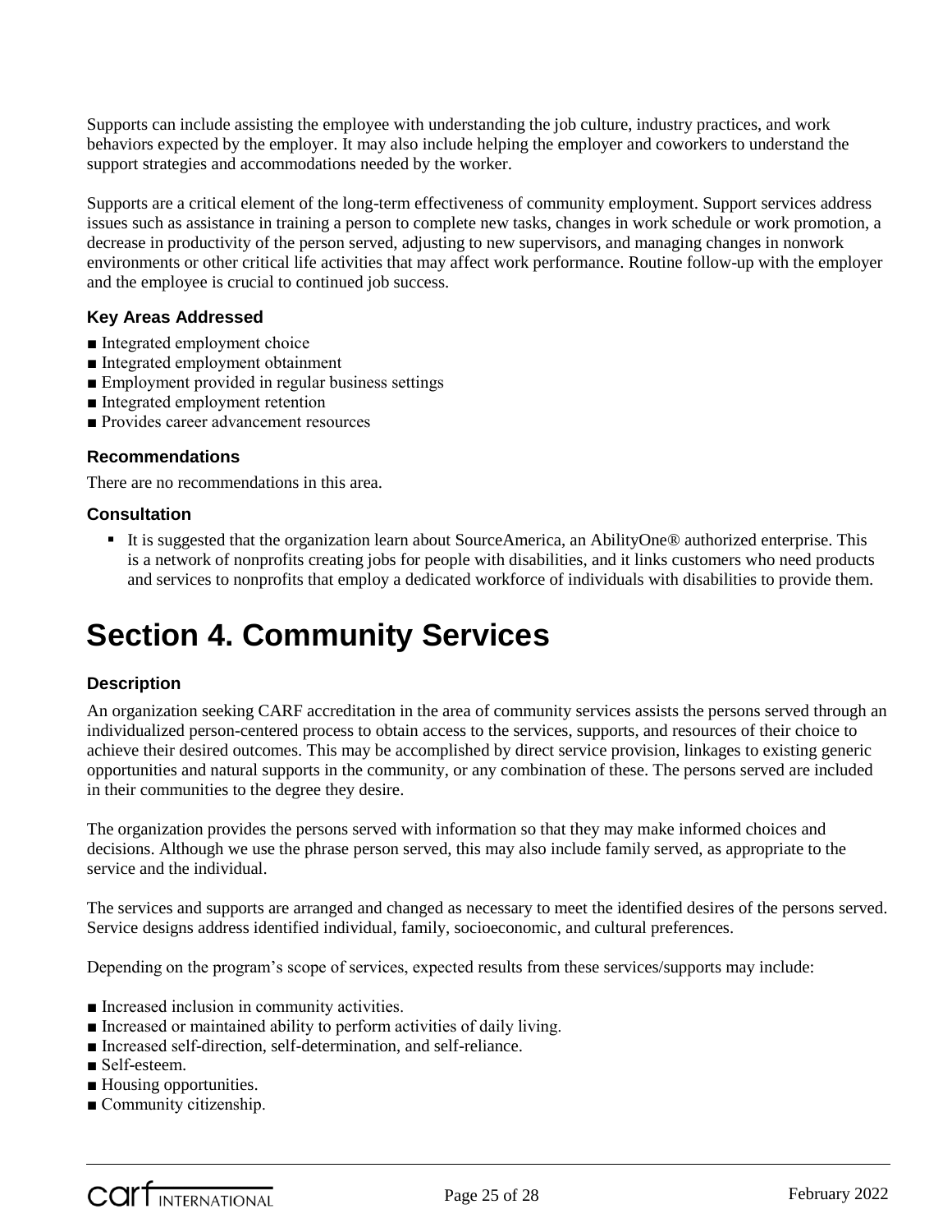Supports can include assisting the employee with understanding the job culture, industry practices, and work behaviors expected by the employer. It may also include helping the employer and coworkers to understand the support strategies and accommodations needed by the worker.

Supports are a critical element of the long-term effectiveness of community employment. Support services address issues such as assistance in training a person to complete new tasks, changes in work schedule or work promotion, a decrease in productivity of the person served, adjusting to new supervisors, and managing changes in nonwork environments or other critical life activities that may affect work performance. Routine follow-up with the employer and the employee is crucial to continued job success.

### Key Areas Addressed

- Integrated employment choice
- Integrated employment obtainment
- Employment provided in regular business settings
- Integrated employment retention
- Provides career advancement resources

### Recommendations

There are no recommendations in this area.

### Consultation

- It is suggested that the organization learn about SourceAmerica, an AbilityOne® authorized enterprise. This is a network of nonprofits creating jobs for people with disabilities, and it links customers who need products and services to nonprofits that employ a dedicated workforce of individuals with disabilities to provide them.

# Section 4. Community Services

### Description

An organization seeking CARF accreditation in the area of community services assists the persons served through an individualized person-centered process to obtain access to the services, supports, and resources of their choice to achieve their desired outcomes. This may be accomplished by direct service provision, linkages to existing generic opportunities and natural supports in the community, or any combination of these. The persons served are included in their communities to the degree they desire.

The organization provides the persons served with information so that they may make informed choices and decisions. Although we use the phrase person served, this may also include family served, as appropriate to the service and the individual.

The services and supports are arranged and changed as necessary to meet the identified desires of the persons served. Service designs address identified individual, family, socioeconomic, and cultural preferences.

Depending on the program's scope of services, expected results from these services/supports may include:

- Increased inclusion in community activities.
- Increased or maintained ability to perform activities of daily living.
- Increased self-direction, self-determination, and self-reliance.
- Self-esteem.
- Housing opportunities.
- Community citizenship.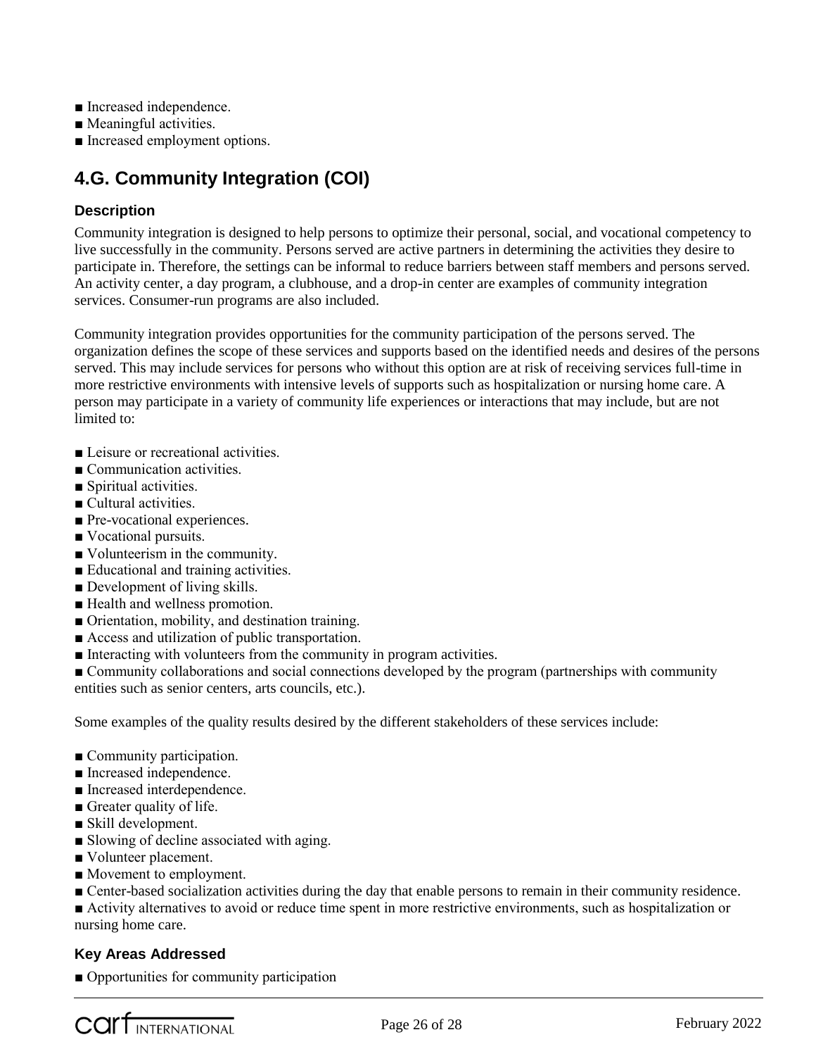- Increased independence.
- Meaningful activities.
- Increased employment options.

## 4.G. Community Integration (COI)

### Description

Community integration is designed to help persons to optimize their personal, social, and vocational competency to live successfully in the community. Persons served are active partners in determining the activities they desire to participate in. Therefore, the settings can be informal to reduce barriers between staff members and persons served. An activity center, a day program, a clubhouse, and a drop-in center are examples of community integration services. Consumer-run programs are also included.

Community integration provides opportunities for the community participation of the persons served. The organization defines the scope of these services and supports based on the identified needs and desires of the persons served. This may include services for persons who without this option are at risk of receiving services full-time in more restrictive environments with intensive levels of supports such as hospitalization or nursing home care. A person may participate in a variety of community life experiences or interactions that may include, but are not limited to:

- Leisure or recreational activities.
- Communication activities.
- Spiritual activities.
- Cultural activities.
- Pre-vocational experiences.
- Vocational pursuits.
- Volunteerism in the community.
- Educational and training activities.
- Development of living skills.
- Health and wellness promotion.
- Orientation, mobility, and destination training.
- Access and utilization of public transportation.
- Interacting with volunteers from the community in program activities.
- Community collaborations and social connections developed by the program (partnerships with community entities such as senior centers, arts councils, etc.).

Some examples of the quality results desired by the different stakeholders of these services include:

- Community participation.
- Increased independence.
- Increased interdependence.
- Greater quality of life.
- Skill development.
- Slowing of decline associated with aging.
- Volunteer placement.
- Movement to employment.
- Center-based socialization activities during the day that enable persons to remain in their community residence.
- Activity alternatives to avoid or reduce time spent in more restrictive environments, such as hospitalization or nursing home care.

### Key Areas Addressed

- Opportunities for community participation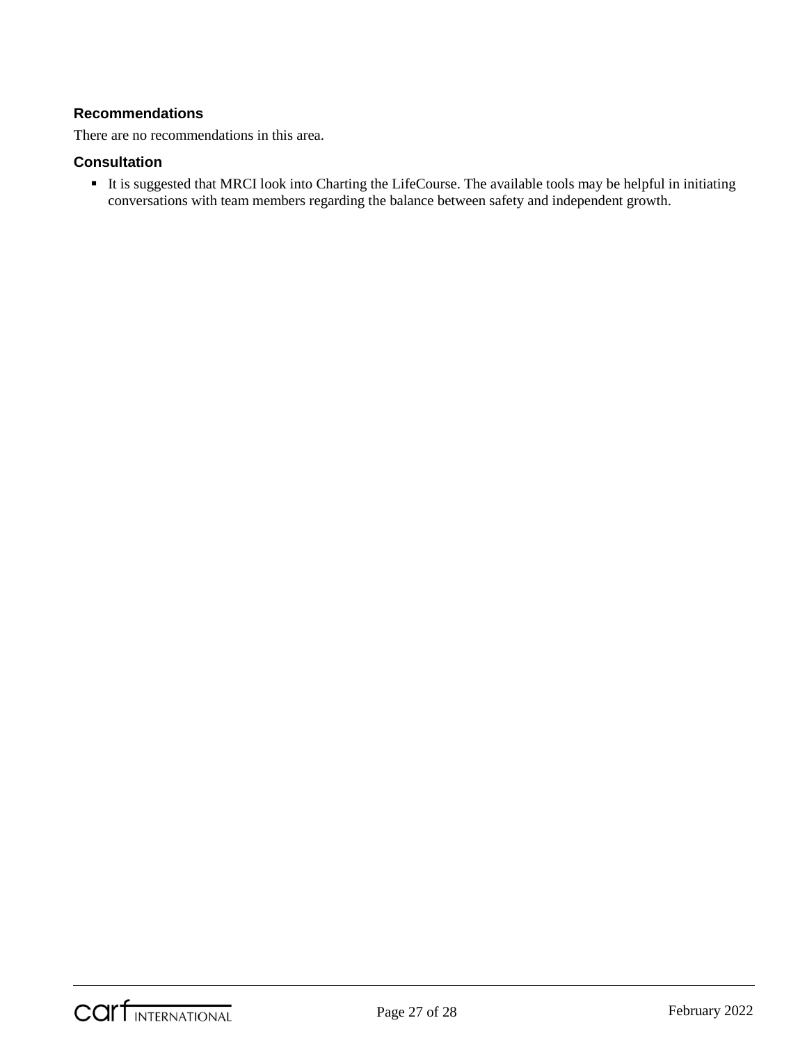### Recommendations

There are no recommendations in this area.

### Consultation

- It is suggested that MRCI look into Charting the LifeCourse. The available tools may be helpful in initiating conversations with team members regarding the balance between safety and independent growth.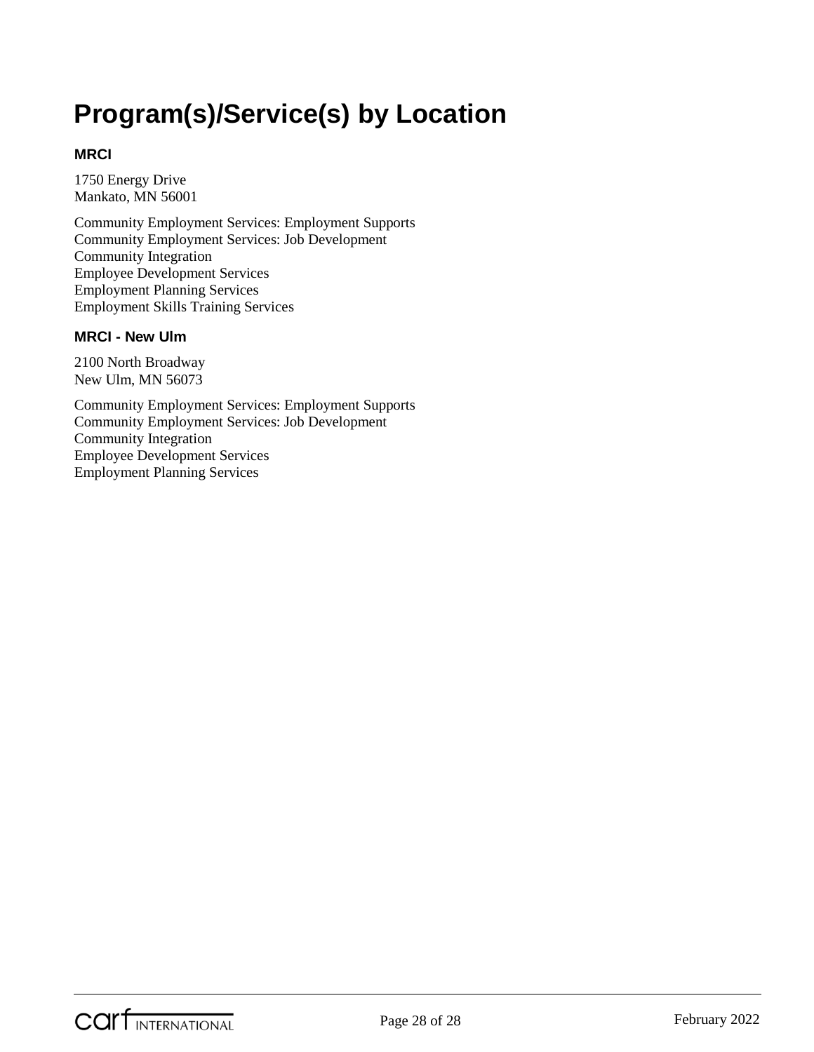# Program(s)/Service(s) by Location

### MRCI

1750 Energy Drive
Mankato, MN 56001

Community Employment Services: Employment Supports
Community Employment Services: Job Development
Community Integration
Employee Development Services
Employment Planning Services
Employment Skills Training Services

### MRCI - New Ulm

2100 North Broadway
New Ulm, MN 56073

Community Employment Services: Employment Supports
Community Employment Services: Job Development
Community Integration
Employee Development Services
Employment Planning Services